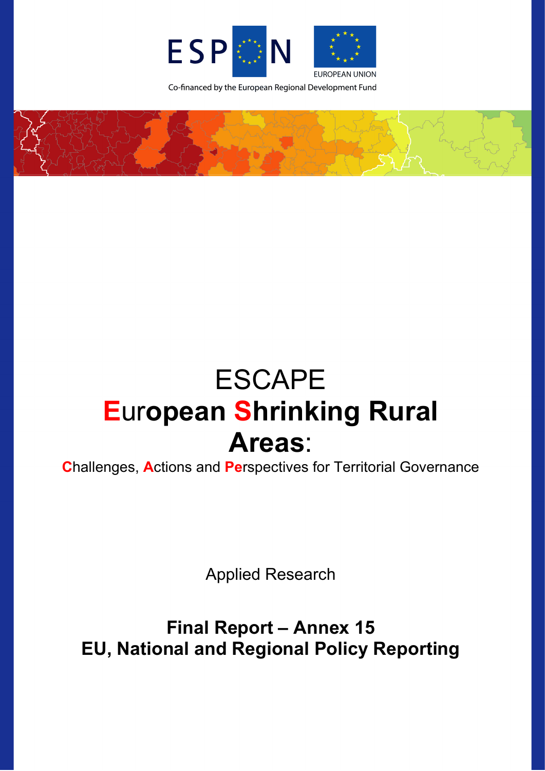ESPON

EUROPEAN UNION

Co-financed by the European Regional Development Fund

# ESCAPE
# European Shrinking Rural Areas:

Challenges, Actions and Perspectives for Territorial Governance

Applied Research

## Final Report – Annex 15
## EU, National and Regional Policy Reporting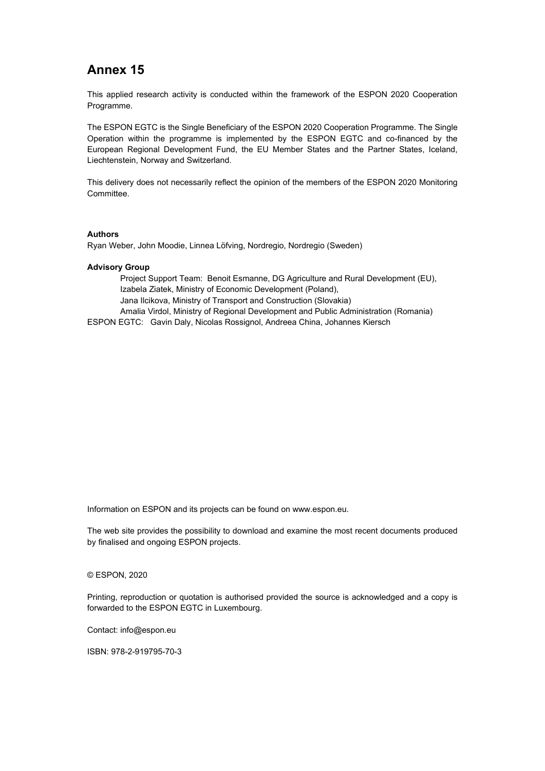# Annex 15

This applied research activity is conducted within the framework of the ESPON 2020 Cooperation Programme.

The ESPON EGTC is the Single Beneficiary of the ESPON 2020 Cooperation Programme. The Single Operation within the programme is implemented by the ESPON EGTC and co-financed by the European Regional Development Fund, the EU Member States and the Partner States, Iceland, Liechtenstein, Norway and Switzerland.

This delivery does not necessarily reflect the opinion of the members of the ESPON 2020 Monitoring Committee.

**Authors**
Ryan Weber, John Moodie, Linnea Löfving, Nordregio, Nordregio (Sweden)

**Advisory Group**
Project Support Team: Benoit Esmanne, DG Agriculture and Rural Development (EU),
Izabela Ziatek, Ministry of Economic Development (Poland),
Jana Ilcikova, Ministry of Transport and Construction (Slovakia)
Amalia Virdol, Ministry of Regional Development and Public Administration (Romania)
ESPON EGTC: Gavin Daly, Nicolas Rossignol, Andreea China, Johannes Kiersch

Information on ESPON and its projects can be found on www.espon.eu.

The web site provides the possibility to download and examine the most recent documents produced by finalised and ongoing ESPON projects.

© ESPON, 2020

Printing, reproduction or quotation is authorised provided the source is acknowledged and a copy is forwarded to the ESPON EGTC in Luxembourg.

Contact: info@espon.eu

ISBN: 978-2-919795-70-3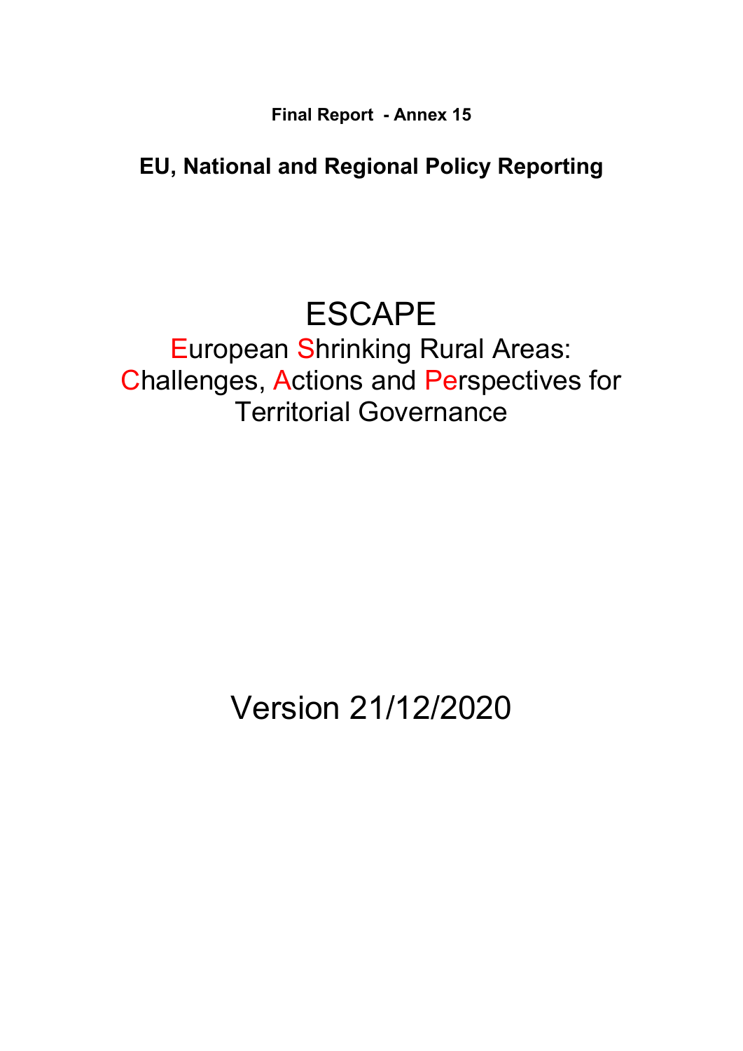**Final Report - Annex 15**

**EU, National and Regional Policy Reporting**

# ESCAPE

European Shrinking Rural Areas: Challenges, Actions and Perspectives for Territorial Governance

Version 21/12/2020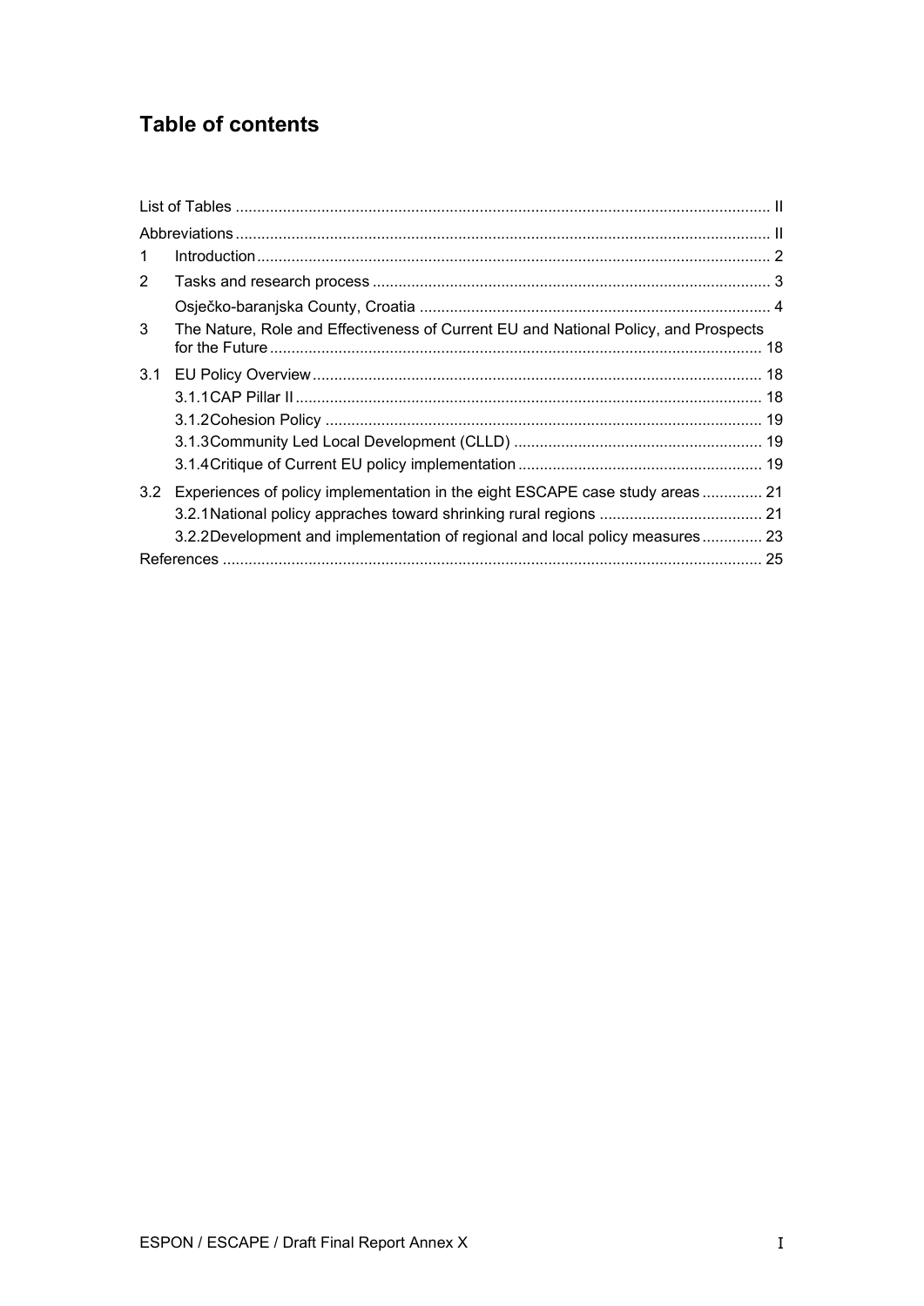## Table of contents

| | | |
|---|---|---|
| List of Tables | | II |
| Abbreviations | | II |
| 1 | Introduction | 2 |
| 2 | Tasks and research process | 3 |
| | Osječko-baranjska County, Croatia | 4 |
| 3 | The Nature, Role and Effectiveness of Current EU and National Policy, and Prospects for the Future | 18 |
| 3.1 | EU Policy Overview | 18 |
| | 3.1.1 CAP Pillar II | 18 |
| | 3.1.2 Cohesion Policy | 19 |
| | 3.1.3 Community Led Local Development (CLLD) | 19 |
| | 3.1.4 Critique of Current EU policy implementation | 19 |
| 3.2 | Experiences of policy implementation in the eight ESCAPE case study areas | 21 |
| | 3.2.1 National policy appraches toward shrinking rural regions | 21 |
| | 3.2.2 Development and implementation of regional and local policy measures | 23 |
| References | | 25 |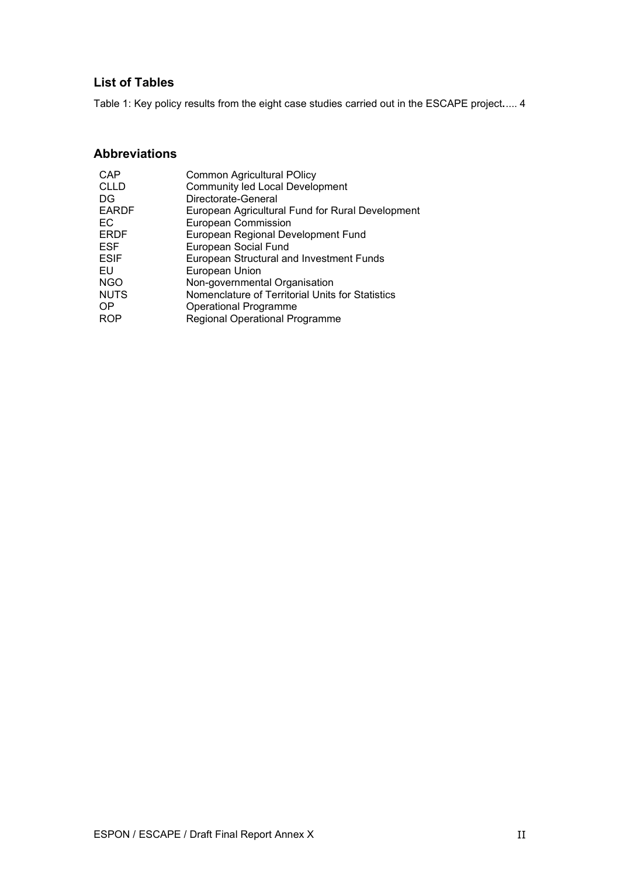## List of Tables

Table 1: Key policy results from the eight case studies carried out in the ESCAPE project..... 4

## Abbreviations

| | |
|---|---|
| CAP | Common Agricultural POlicy |
| CLLD | Community led Local Development |
| DG | Directorate-General |
| EARDF | European Agricultural Fund for Rural Development |
| EC | European Commission |
| ERDF | European Regional Development Fund |
| ESF | European Social Fund |
| ESIF | European Structural and Investment Funds |
| EU | European Union |
| NGO | Non-governmental Organisation |
| NUTS | Nomenclature of Territorial Units for Statistics |
| OP | Operational Programme |
| ROP | Regional Operational Programme |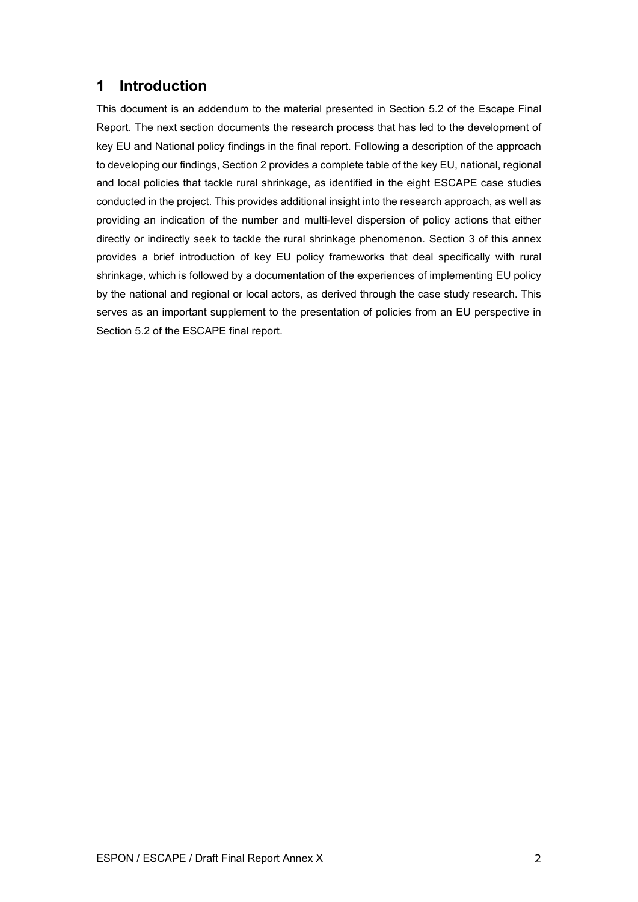# 1 Introduction

This document is an addendum to the material presented in Section 5.2 of the Escape Final Report. The next section documents the research process that has led to the development of key EU and National policy findings in the final report. Following a description of the approach to developing our findings, Section 2 provides a complete table of the key EU, national, regional and local policies that tackle rural shrinkage, as identified in the eight ESCAPE case studies conducted in the project. This provides additional insight into the research approach, as well as providing an indication of the number and multi-level dispersion of policy actions that either directly or indirectly seek to tackle the rural shrinkage phenomenon. Section 3 of this annex provides a brief introduction of key EU policy frameworks that deal specifically with rural shrinkage, which is followed by a documentation of the experiences of implementing EU policy by the national and regional or local actors, as derived through the case study research. This serves as an important supplement to the presentation of policies from an EU perspective in Section 5.2 of the ESCAPE final report.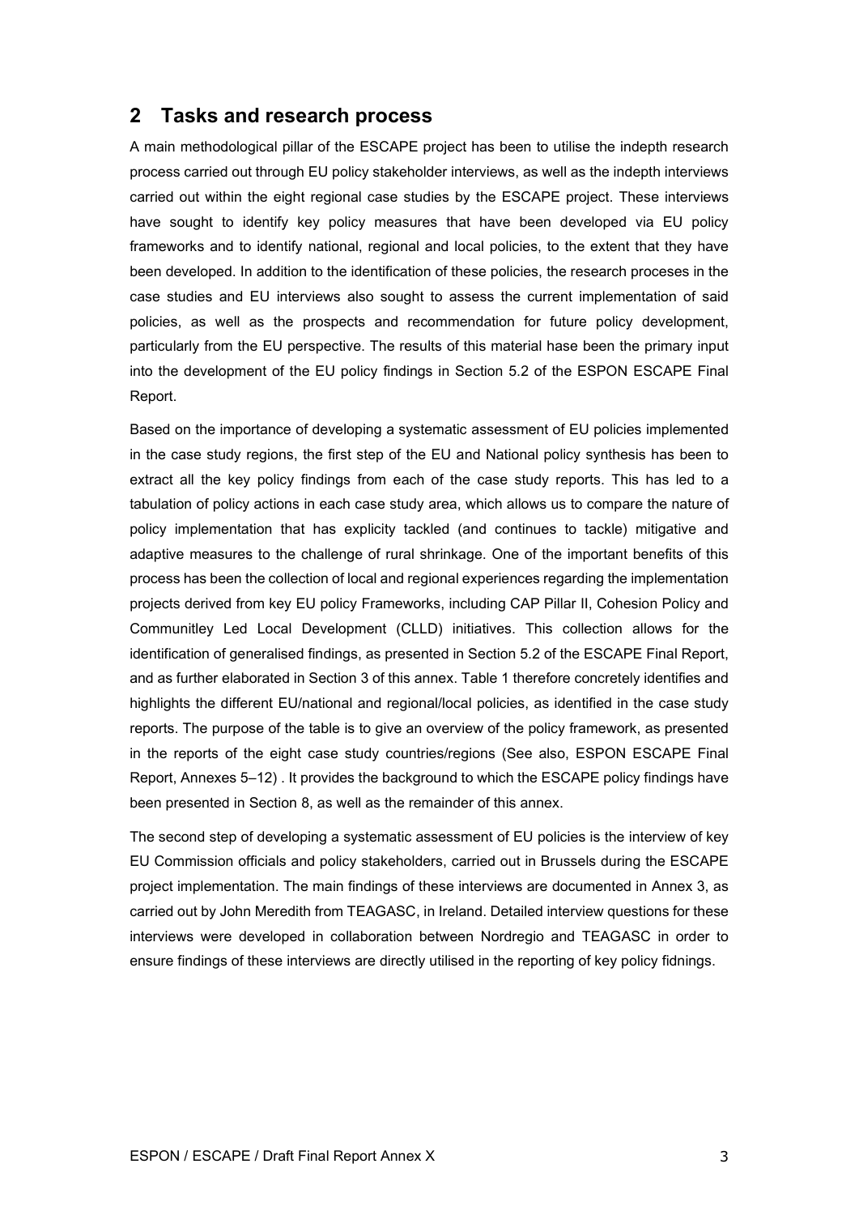## 2 Tasks and research process

A main methodological pillar of the ESCAPE project has been to utilise the indepth research process carried out through EU policy stakeholder interviews, as well as the indepth interviews carried out within the eight regional case studies by the ESCAPE project. These interviews have sought to identify key policy measures that have been developed via EU policy frameworks and to identify national, regional and local policies, to the extent that they have been developed. In addition to the identification of these policies, the research proceses in the case studies and EU interviews also sought to assess the current implementation of said policies, as well as the prospects and recommendation for future policy development, particularly from the EU perspective. The results of this material hase been the primary input into the development of the EU policy findings in Section 5.2 of the ESPON ESCAPE Final Report.

Based on the importance of developing a systematic assessment of EU policies implemented in the case study regions, the first step of the EU and National policy synthesis has been to extract all the key policy findings from each of the case study reports. This has led to a tabulation of policy actions in each case study area, which allows us to compare the nature of policy implementation that has explicity tackled (and continues to tackle) mitigative and adaptive measures to the challenge of rural shrinkage. One of the important benefits of this process has been the collection of local and regional experiences regarding the implementation projects derived from key EU policy Frameworks, including CAP Pillar II, Cohesion Policy and Communitley Led Local Development (CLLD) initiatives. This collection allows for the identification of generalised findings, as presented in Section 5.2 of the ESCAPE Final Report, and as further elaborated in Section 3 of this annex. Table 1 therefore concretely identifies and highlights the different EU/national and regional/local policies, as identified in the case study reports. The purpose of the table is to give an overview of the policy framework, as presented in the reports of the eight case study countries/regions (See also, ESPON ESCAPE Final Report, Annexes 5–12) . It provides the background to which the ESCAPE policy findings have been presented in Section 8, as well as the remainder of this annex.

The second step of developing a systematic assessment of EU policies is the interview of key EU Commission officials and policy stakeholders, carried out in Brussels during the ESCAPE project implementation. The main findings of these interviews are documented in Annex 3, as carried out by John Meredith from TEAGASC, in Ireland. Detailed interview questions for these interviews were developed in collaboration between Nordregio and TEAGASC in order to ensure findings of these interviews are directly utilised in the reporting of key policy fidnings.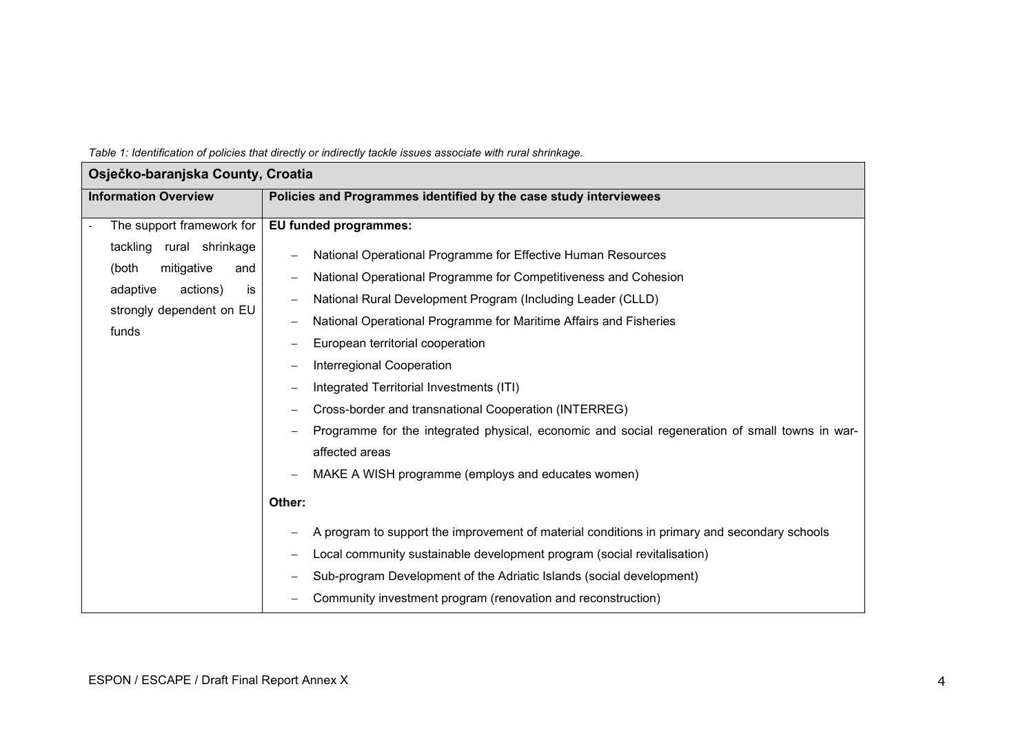*Table 1: Identification of policies that directly or indirectly tackle issues associate with rural shrinkage.*

| **Osječko-baranjska County, Croatia** | |
|---|---|
| **Information Overview** | **Policies and Programmes identified by the case study interviewees** |
| - The support framework for tackling rural shrinkage (both mitigative and adaptive actions) is strongly dependent on EU funds | **EU funded programmes:**<br>– National Operational Programme for Effective Human Resources<br>– National Operational Programme for Competitiveness and Cohesion<br>– National Rural Development Program (Including Leader (CLLD)<br>– National Operational Programme for Maritime Affairs and Fisheries<br>– European territorial cooperation<br>– Interregional Cooperation<br>– Integrated Territorial Investments (ITI)<br>– Cross-border and transnational Cooperation (INTERREG)<br>– Programme for the integrated physical, economic and social regeneration of small towns in war-affected areas<br>– MAKE A WISH programme (employs and educates women)<br>**Other:**<br>– A program to support the improvement of material conditions in primary and secondary schools<br>– Local community sustainable development program (social revitalisation)<br>– Sub-program Development of the Adriatic Islands (social development)<br>– Community investment program (renovation and reconstruction) |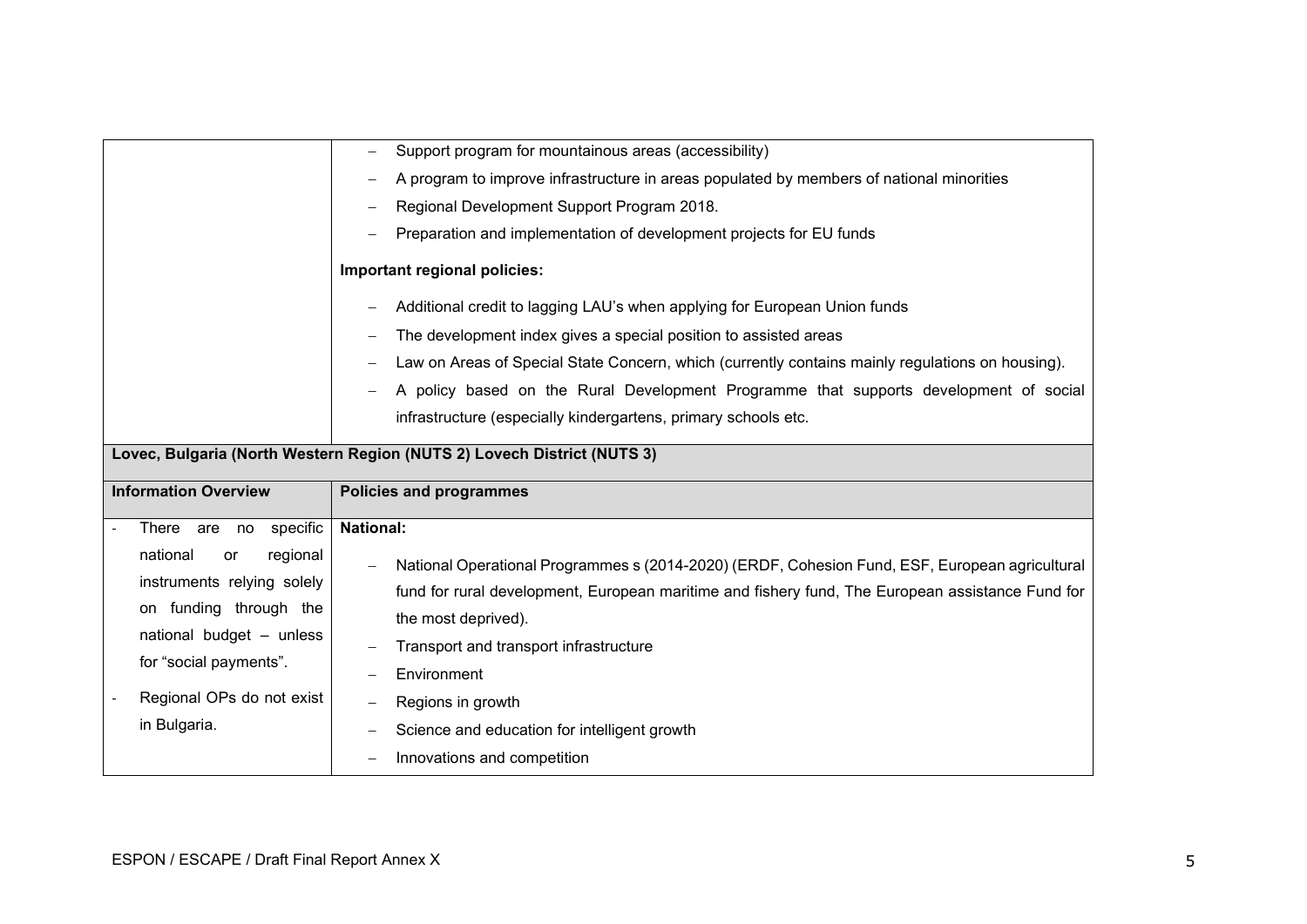| | |
|---|---|
| | – Support program for mountainous areas (accessibility)<br>– A program to improve infrastructure in areas populated by members of national minorities<br>– Regional Development Support Program 2018.<br>– Preparation and implementation of development projects for EU funds<br><br>**Important regional policies:**<br><br>– Additional credit to lagging LAU's when applying for European Union funds<br>– The development index gives a special position to assisted areas<br>– Law on Areas of Special State Concern, which (currently contains mainly regulations on housing).<br>– A policy based on the Rural Development Programme that supports development of social infrastructure (especially kindergartens, primary schools etc. |
| **Lovec, Bulgaria (North Western Region (NUTS 2) Lovech District (NUTS 3)** | |
| **Information Overview** | **Policies and programmes** |
| - There are no specific national or regional instruments relying solely on funding through the national budget – unless for "social payments".<br>- Regional OPs do not exist in Bulgaria. | **National:**<br><br>– National Operational Programmes s (2014-2020) (ERDF, Cohesion Fund, ESF, European agricultural fund for rural development, European maritime and fishery fund, The European assistance Fund for the most deprived).<br>– Transport and transport infrastructure<br>– Environment<br>– Regions in growth<br>– Science and education for intelligent growth<br>– Innovations and competition |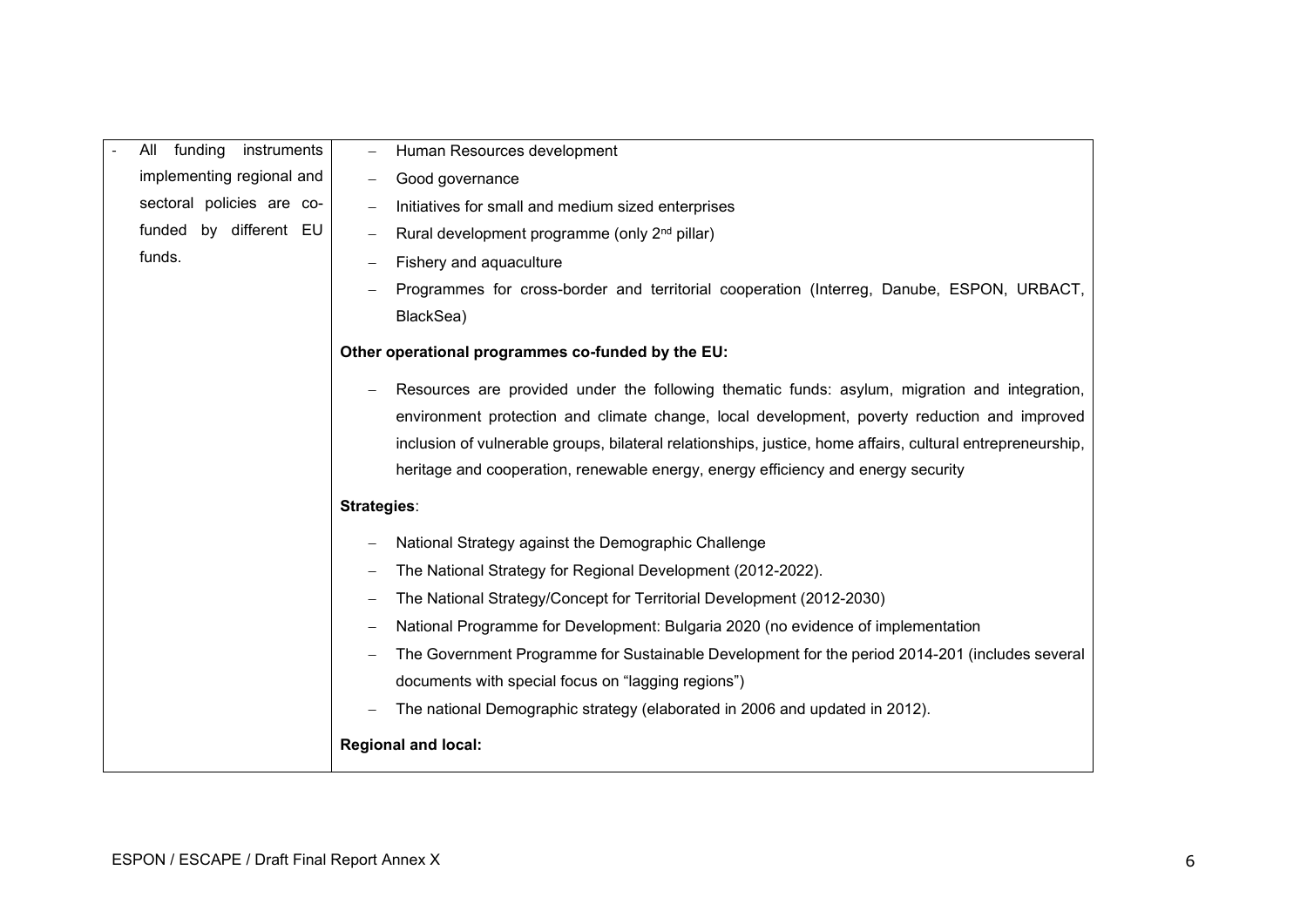| | |
|---|---|
| - All funding instruments implementing regional and sectoral policies are co-funded by different EU funds. | – Human Resources development<br>– Good governance<br>– Initiatives for small and medium sized enterprises<br>– Rural development programme (only 2[nd] pillar)<br>– Fishery and aquaculture<br>– Programmes for cross-border and territorial cooperation (Interreg, Danube, ESPON, URBACT, BlackSea)<br><br>**Other operational programmes co-funded by the EU:**<br><br>– Resources are provided under the following thematic funds: asylum, migration and integration, environment protection and climate change, local development, poverty reduction and improved inclusion of vulnerable groups, bilateral relationships, justice, home affairs, cultural entrepreneurship, heritage and cooperation, renewable energy, energy efficiency and energy security<br><br>**Strategies**:<br><br>– National Strategy against the Demographic Challenge<br>– The National Strategy for Regional Development (2012-2022).<br>– The National Strategy/Concept for Territorial Development (2012-2030)<br>– National Programme for Development: Bulgaria 2020 (no evidence of implementation<br>– The Government Programme for Sustainable Development for the period 2014-201 (includes several documents with special focus on "lagging regions")<br>– The national Demographic strategy (elaborated in 2006 and updated in 2012).<br><br>**Regional and local:** |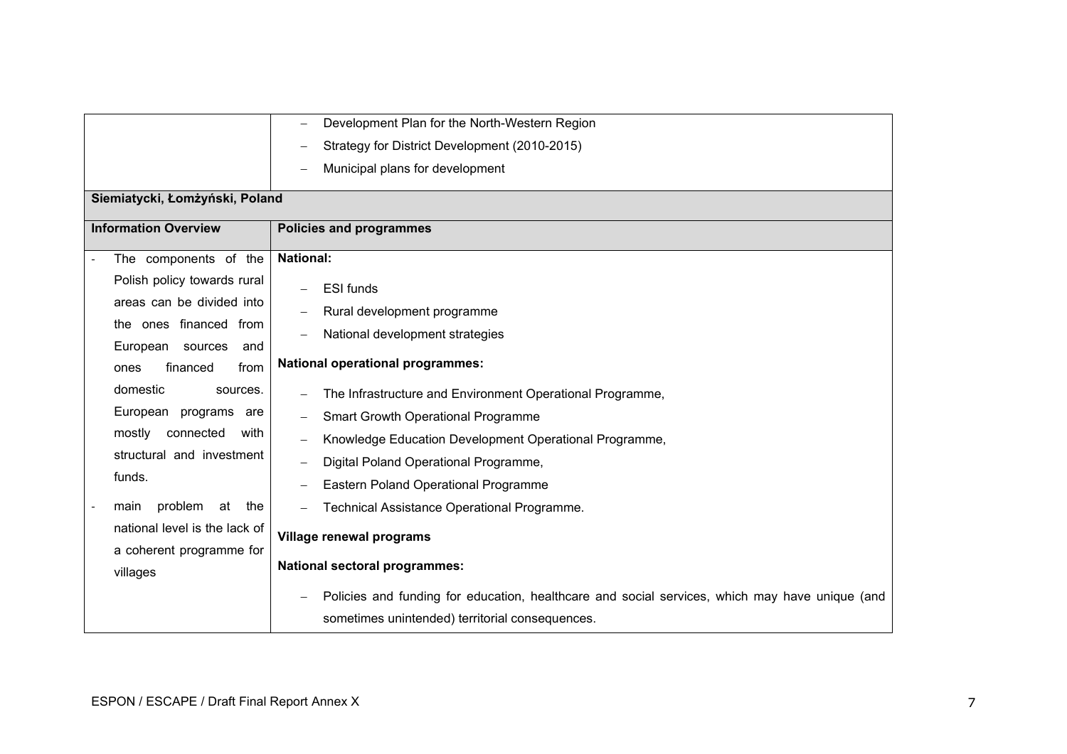| | |
|---|---|
| | – Development Plan for the North-Western Region<br>– Strategy for District Development (2010-2015)<br>– Municipal plans for development |
| **Siemiatycki, Łomżyński, Poland** | |
| **Information Overview** | **Policies and programmes** |
| - The components of the Polish policy towards rural areas can be divided into the ones financed from European sources and ones financed from domestic sources. European programs are mostly connected with structural and investment funds.<br>- main problem at the national level is the lack of a coherent programme for villages | **National:**<br>– ESI funds<br>– Rural development programme<br>– National development strategies<br>**National operational programmes:**<br>– The Infrastructure and Environment Operational Programme,<br>– Smart Growth Operational Programme<br>– Knowledge Education Development Operational Programme,<br>– Digital Poland Operational Programme,<br>– Eastern Poland Operational Programme<br>– Technical Assistance Operational Programme.<br>**Village renewal programs**<br>**National sectoral programmes:**<br>– Policies and funding for education, healthcare and social services, which may have unique (and sometimes unintended) territorial consequences. |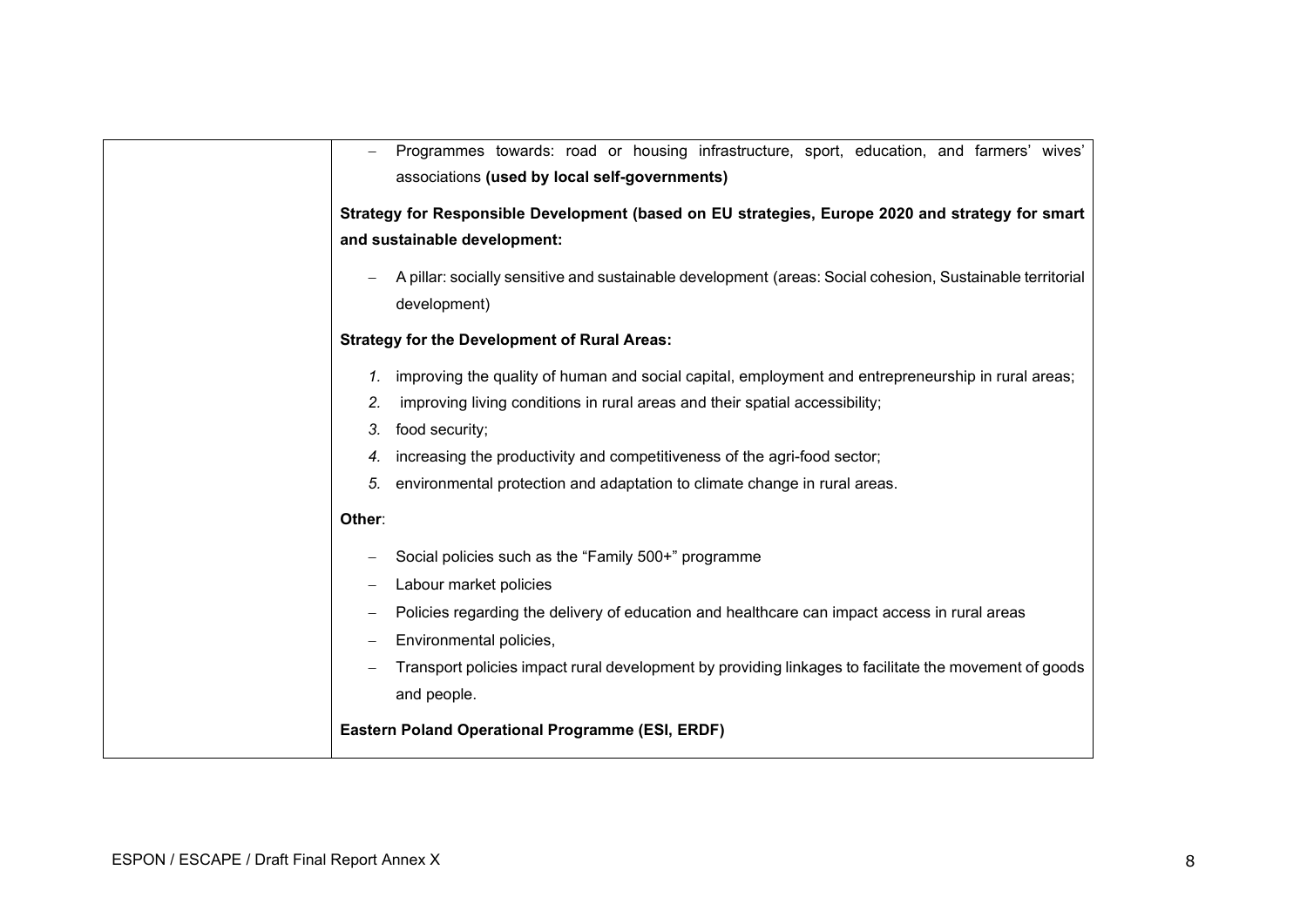| | |
|---|---|
| | – Programmes towards: road or housing infrastructure, sport, education, and farmers' wives' associations **(used by local self-governments)**<br><br>**Strategy for Responsible Development (based on EU strategies, Europe 2020 and strategy for smart and sustainable development:**<br><br>– A pillar: socially sensitive and sustainable development (areas: Social cohesion, Sustainable territorial development)<br><br>**Strategy for the Development of Rural Areas:**<br><br>*1.* improving the quality of human and social capital, employment and entrepreneurship in rural areas;<br>*2.* improving living conditions in rural areas and their spatial accessibility;<br>*3.* food security;<br>*4.* increasing the productivity and competitiveness of the agri-food sector;<br>*5.* environmental protection and adaptation to climate change in rural areas.<br><br>**Other**:<br><br>– Social policies such as the "Family 500+" programme<br>– Labour market policies<br>– Policies regarding the delivery of education and healthcare can impact access in rural areas<br>– Environmental policies,<br>– Transport policies impact rural development by providing linkages to facilitate the movement of goods and people.<br><br>**Eastern Poland Operational Programme (ESI, ERDF)** |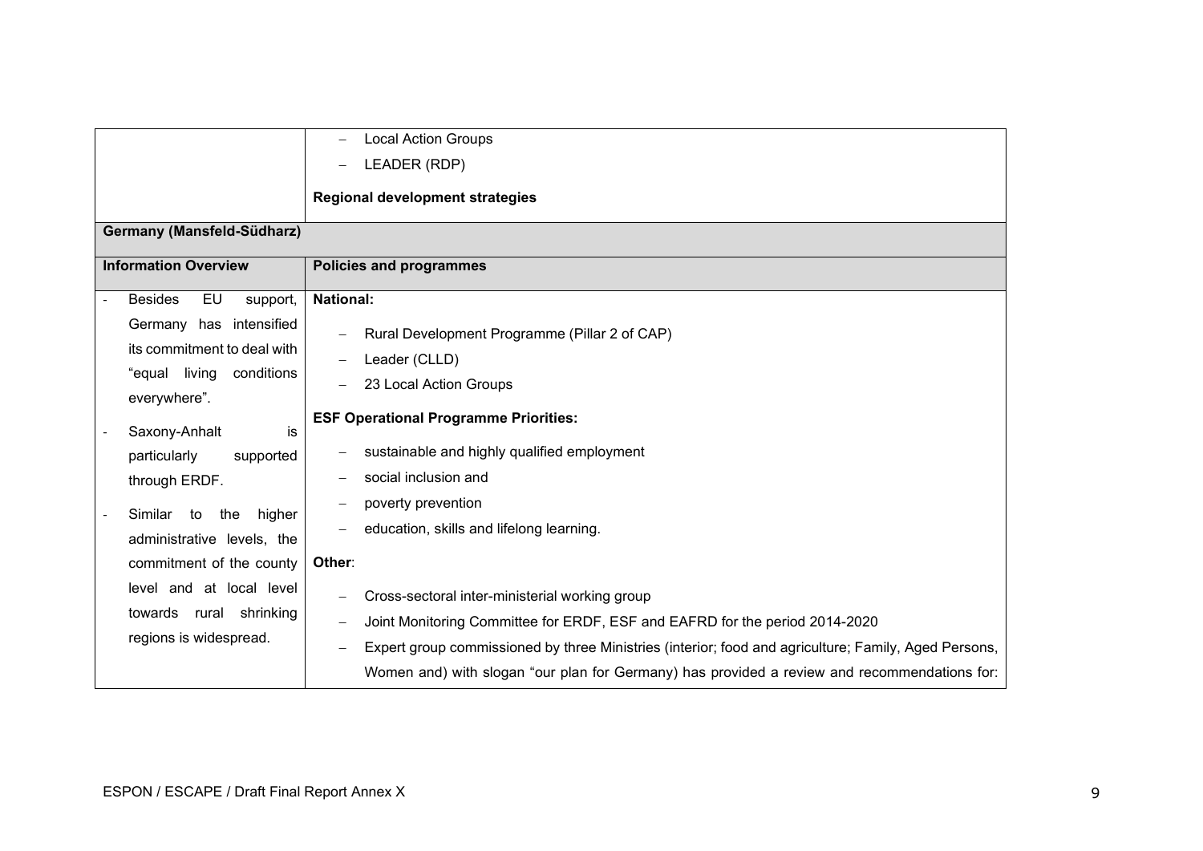| | |
|---|---|
| | – Local Action Groups<br>– LEADER (RDP)<br><br>**Regional development strategies** |
| **Germany (Mansfeld-Südharz)** | |
| **Information Overview** | **Policies and programmes** |
| - Besides EU support, Germany has intensified its commitment to deal with "equal living conditions everywhere".<br><br>- Saxony-Anhalt is particularly supported through ERDF.<br><br>- Similar to the higher administrative levels, the commitment of the county level and at local level towards rural shrinking regions is widespread. | **National:**<br><br>– Rural Development Programme (Pillar 2 of CAP)<br>– Leader (CLLD)<br>– 23 Local Action Groups<br><br>**ESF Operational Programme Priorities:**<br><br>– sustainable and highly qualified employment<br>– social inclusion and<br>– poverty prevention<br>– education, skills and lifelong learning.<br><br>**Other**:<br><br>– Cross-sectoral inter-ministerial working group<br>– Joint Monitoring Committee for ERDF, ESF and EAFRD for the period 2014-2020<br>– Expert group commissioned by three Ministries (interior; food and agriculture; Family, Aged Persons, Women and) with slogan "our plan for Germany) has provided a review and recommendations for: |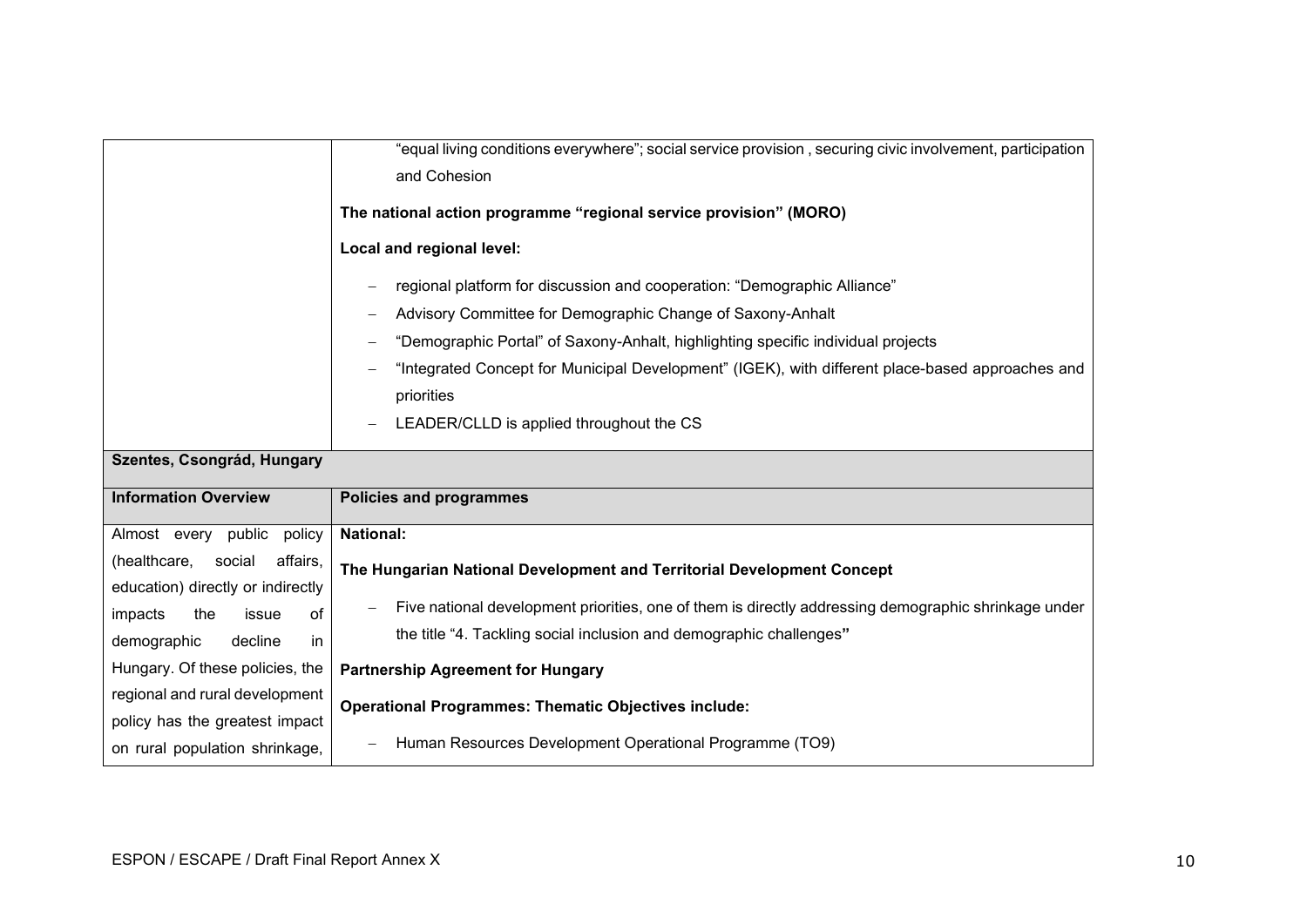| | |
|---|---|
| | "equal living conditions everywhere"; social service provision , securing civic involvement, participation and Cohesion<br><br>**The national action programme "regional service provision" (MORO)**<br><br>**Local and regional level:**<br><br>– regional platform for discussion and cooperation: "Demographic Alliance"<br>– Advisory Committee for Demographic Change of Saxony-Anhalt<br>– "Demographic Portal" of Saxony-Anhalt, highlighting specific individual projects<br>– "Integrated Concept for Municipal Development" (IGEK), with different place-based approaches and priorities<br>– LEADER/CLLD is applied throughout the CS |
| **Szentes, Csongrád, Hungary** | |
| **Information Overview** | **Policies and programmes** |
| Almost every public policy (healthcare, social affairs, education) directly or indirectly impacts the issue of demographic decline in Hungary. Of these policies, the regional and rural development policy has the greatest impact on rural population shrinkage, | **National:**<br><br>**The Hungarian National Development and Territorial Development Concept**<br><br>– Five national development priorities, one of them is directly addressing demographic shrinkage under the title "4. Tackling social inclusion and demographic challenges"<br><br>**Partnership Agreement for Hungary**<br><br>**Operational Programmes: Thematic Objectives include:**<br><br>– Human Resources Development Operational Programme (TO9) |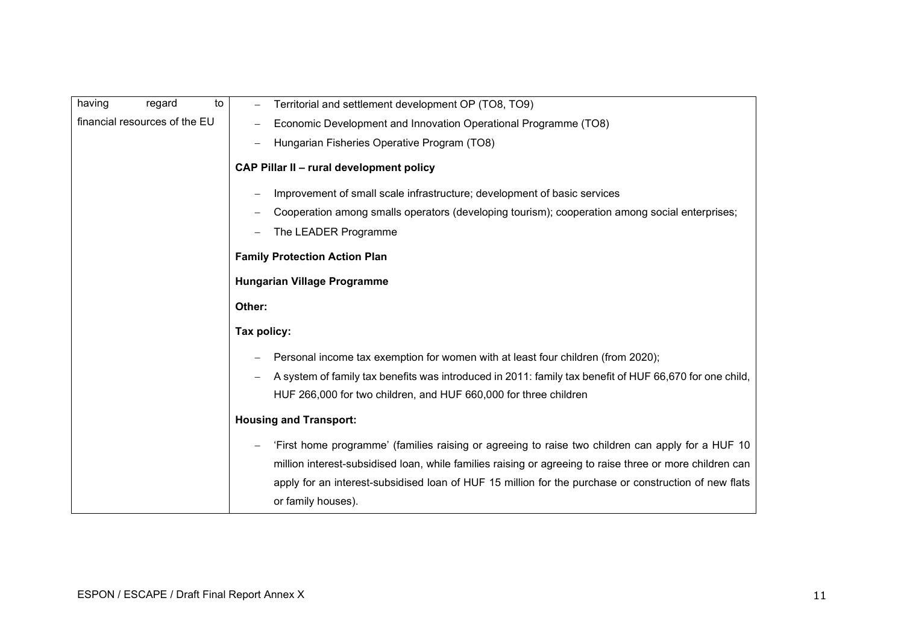| having regard to financial resources of the EU | – Territorial and settlement development OP (TO8, TO9)<br>– Economic Development and Innovation Operational Programme (TO8)<br>– Hungarian Fisheries Operative Program (TO8)<br><br>**CAP Pillar II – rural development policy**<br><br>– Improvement of small scale infrastructure; development of basic services<br>– Cooperation among smalls operators (developing tourism); cooperation among social enterprises;<br>– The LEADER Programme<br><br>**Family Protection Action Plan**<br><br>**Hungarian Village Programme**<br><br>**Other:**<br><br>**Tax policy:**<br><br>– Personal income tax exemption for women with at least four children (from 2020);<br>– A system of family tax benefits was introduced in 2011: family tax benefit of HUF 66,670 for one child, HUF 266,000 for two children, and HUF 660,000 for three children<br><br>**Housing and Transport:**<br><br>– 'First home programme' (families raising or agreeing to raise two children can apply for a HUF 10 million interest-subsidised loan, while families raising or agreeing to raise three or more children can apply for an interest-subsidised loan of HUF 15 million for the purchase or construction of new flats or family houses). |
|---|---|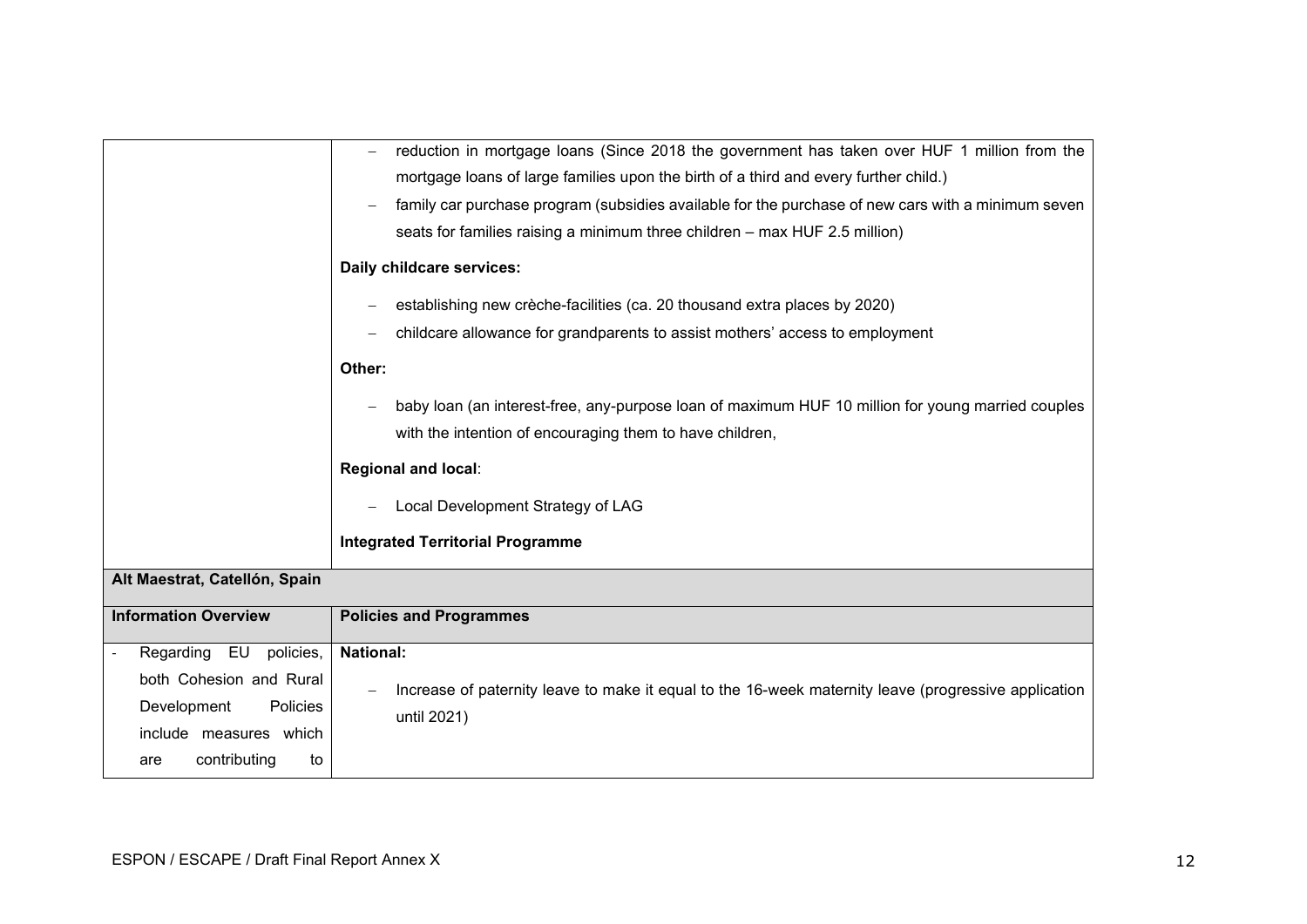| | |
|---|---|
| | – reduction in mortgage loans (Since 2018 the government has taken over HUF 1 million from the mortgage loans of large families upon the birth of a third and every further child.)<br>– family car purchase program (subsidies available for the purchase of new cars with a minimum seven seats for families raising a minimum three children – max HUF 2.5 million)<br><br>**Daily childcare services:**<br><br>– establishing new crèche-facilities (ca. 20 thousand extra places by 2020)<br>– childcare allowance for grandparents to assist mothers' access to employment<br><br>**Other:**<br><br>– baby loan (an interest-free, any-purpose loan of maximum HUF 10 million for young married couples with the intention of encouraging them to have children,<br><br>**Regional and local**:<br><br>– Local Development Strategy of LAG<br><br>**Integrated Territorial Programme** |
| **Alt Maestrat, Catellón, Spain** | |
| **Information Overview** | **Policies and Programmes** |
| - Regarding EU policies, both Cohesion and Rural Development Policies include measures which are contributing to | **National:**<br><br>– Increase of paternity leave to make it equal to the 16-week maternity leave (progressive application until 2021) |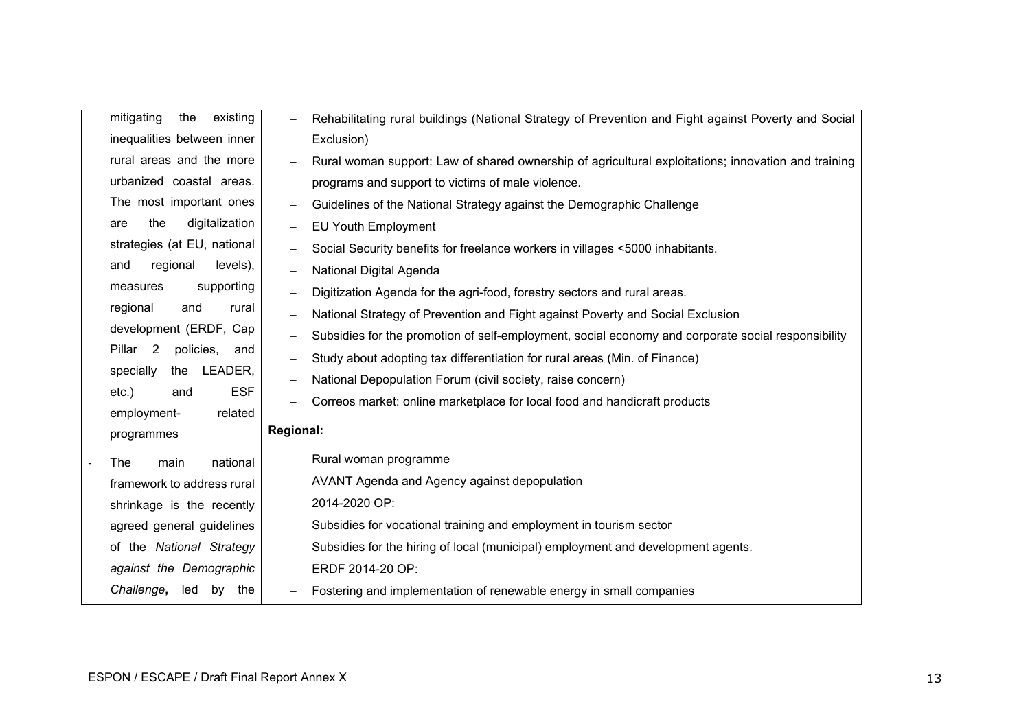| | |
|---|---|
| mitigating the existing inequalities between inner rural areas and the more urbanized coastal areas. The most important ones are the digitalization strategies (at EU, national and regional levels), measures supporting regional and rural development (ERDF, Cap Pillar 2 policies, and specially the LEADER, etc.) and ESF employment-related programmes<br><br>- The main national framework to address rural shrinkage is the recently agreed general guidelines of the *National Strategy against the Demographic Challenge*, led by the | – Rehabilitating rural buildings (National Strategy of Prevention and Fight against Poverty and Social Exclusion)<br>– Rural woman support: Law of shared ownership of agricultural exploitations; innovation and training programs and support to victims of male violence.<br>– Guidelines of the National Strategy against the Demographic Challenge<br>– EU Youth Employment<br>– Social Security benefits for freelance workers in villages <5000 inhabitants.<br>– National Digital Agenda<br>– Digitization Agenda for the agri-food, forestry sectors and rural areas.<br>– National Strategy of Prevention and Fight against Poverty and Social Exclusion<br>– Subsidies for the promotion of self-employment, social economy and corporate social responsibility<br>– Study about adopting tax differentiation for rural areas (Min. of Finance)<br>– National Depopulation Forum (civil society, raise concern)<br>– Correos market: online marketplace for local food and handicraft products<br><br>**Regional:**<br><br>– Rural woman programme<br>– AVANT Agenda and Agency against depopulation<br>– 2014-2020 OP:<br>– Subsidies for vocational training and employment in tourism sector<br>– Subsidies for the hiring of local (municipal) employment and development agents.<br>– ERDF 2014-20 OP:<br>– Fostering and implementation of renewable energy in small companies |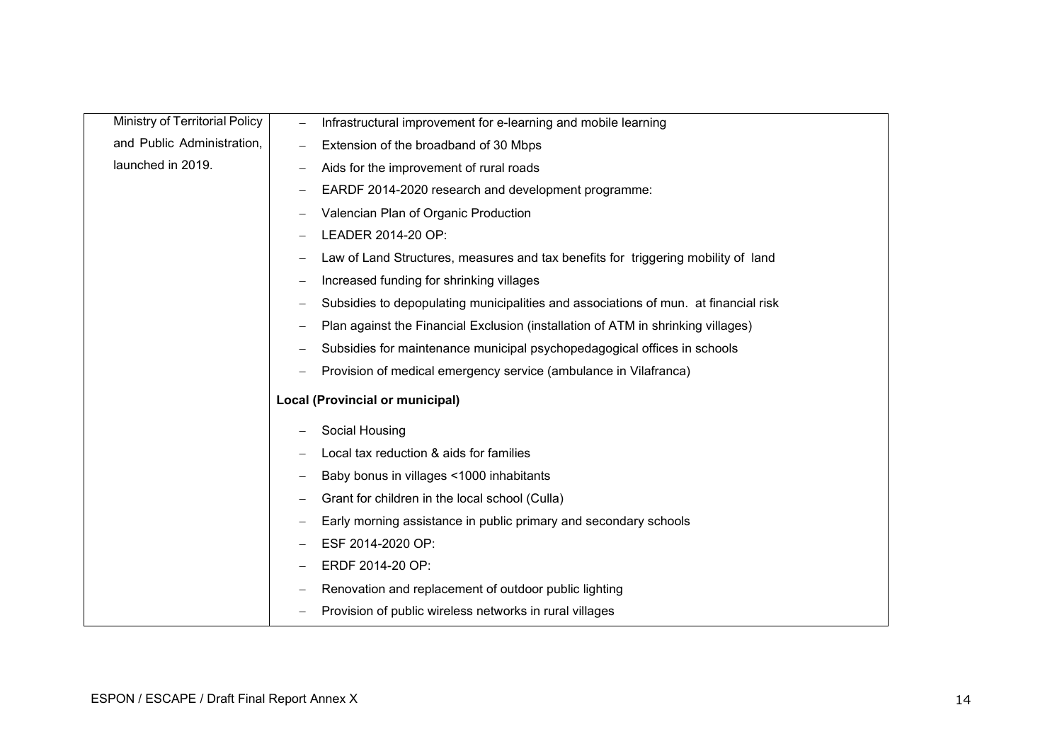| Ministry of Territorial Policy and Public Administration, launched in 2019. | – Infrastructural improvement for e-learning and mobile learning<br>– Extension of the broadband of 30 Mbps<br>– Aids for the improvement of rural roads<br>– EARDF 2014-2020 research and development programme:<br>– Valencian Plan of Organic Production<br>– LEADER 2014-20 OP:<br>– Law of Land Structures, measures and tax benefits for triggering mobility of land<br>– Increased funding for shrinking villages<br>– Subsidies to depopulating municipalities and associations of mun. at financial risk<br>– Plan against the Financial Exclusion (installation of ATM in shrinking villages)<br>– Subsidies for maintenance municipal psychopedagogical offices in schools<br>– Provision of medical emergency service (ambulance in Vilafranca)<br>**Local (Provincial or municipal)**<br>– Social Housing<br>– Local tax reduction & aids for families<br>– Baby bonus in villages <1000 inhabitants<br>– Grant for children in the local school (Culla)<br>– Early morning assistance in public primary and secondary schools<br>– ESF 2014-2020 OP:<br>– ERDF 2014-20 OP:<br>– Renovation and replacement of outdoor public lighting<br>– Provision of public wireless networks in rural villages |
|---|---|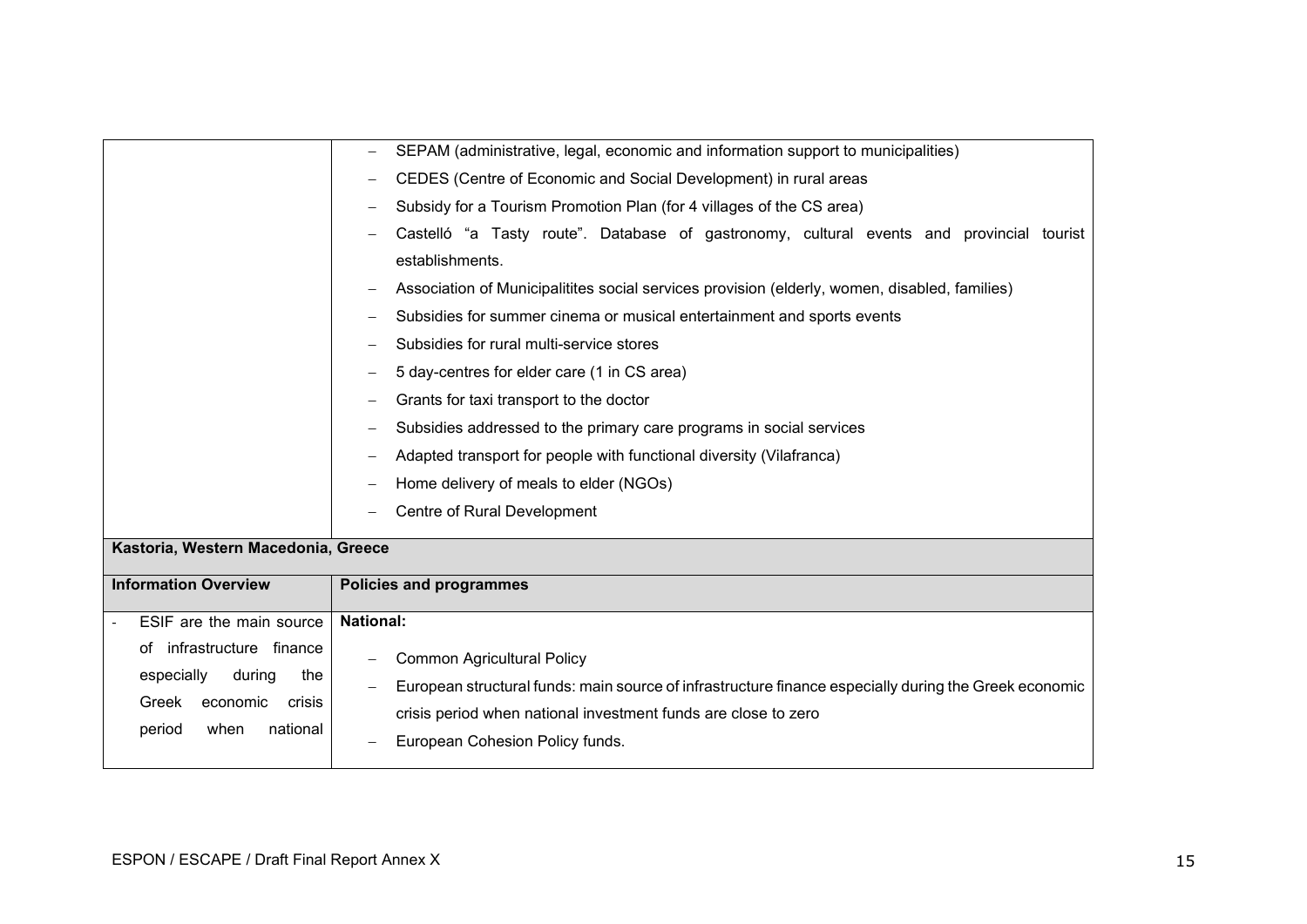| | |
|---|---|
| | – SEPAM (administrative, legal, economic and information support to municipalities)<br>– CEDES (Centre of Economic and Social Development) in rural areas<br>– Subsidy for a Tourism Promotion Plan (for 4 villages of the CS area)<br>– Castelló "a Tasty route". Database of gastronomy, cultural events and provincial tourist establishments.<br>– Association of Municipalitites social services provision (elderly, women, disabled, families)<br>– Subsidies for summer cinema or musical entertainment and sports events<br>– Subsidies for rural multi-service stores<br>– 5 day-centres for elder care (1 in CS area)<br>– Grants for taxi transport to the doctor<br>– Subsidies addressed to the primary care programs in social services<br>– Adapted transport for people with functional diversity (Vilafranca)<br>– Home delivery of meals to elder (NGOs)<br>– Centre of Rural Development |
| **Kastoria, Western Macedonia, Greece** | |
| **Information Overview** | **Policies and programmes** |
| - ESIF are the main source of infrastructure finance especially during the Greek economic crisis period when national | **National:**<br>– Common Agricultural Policy<br>– European structural funds: main source of infrastructure finance especially during the Greek economic crisis period when national investment funds are close to zero<br>– European Cohesion Policy funds. |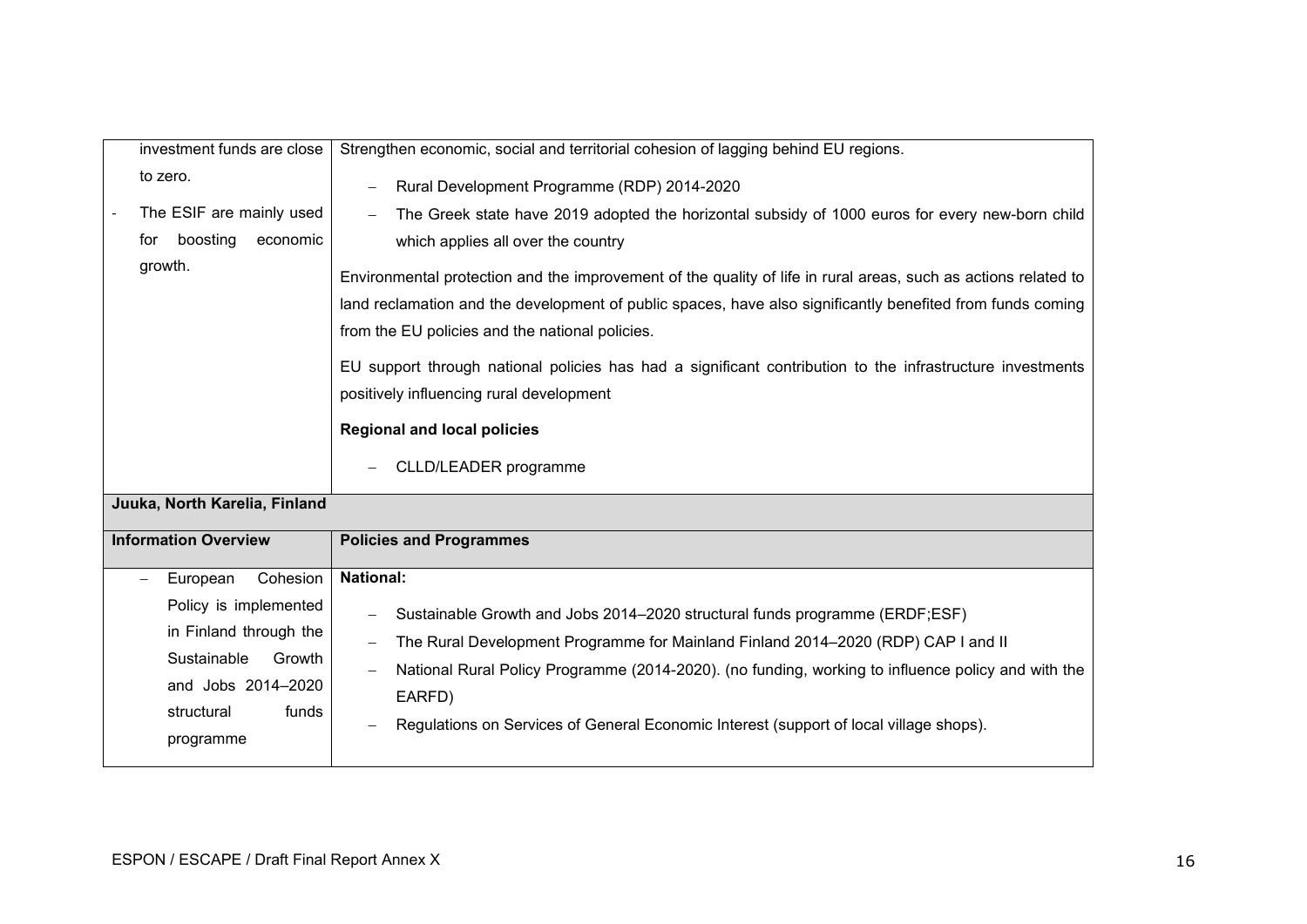| | |
|---|---|
| investment funds are close to zero.<br><br>- The ESIF are mainly used for boosting economic growth. | Strengthen economic, social and territorial cohesion of lagging behind EU regions.<br><br>– Rural Development Programme (RDP) 2014-2020<br>– The Greek state have 2019 adopted the horizontal subsidy of 1000 euros for every new-born child which applies all over the country<br><br>Environmental protection and the improvement of the quality of life in rural areas, such as actions related to land reclamation and the development of public spaces, have also significantly benefited from funds coming from the EU policies and the national policies.<br><br>EU support through national policies has had a significant contribution to the infrastructure investments positively influencing rural development<br><br>**Regional and local policies**<br><br>– CLLD/LEADER programme |
| **Juuka, North Karelia, Finland** | |
| **Information Overview** | **Policies and Programmes** |
| – European Cohesion Policy is implemented in Finland through the Sustainable Growth and Jobs 2014–2020 structural funds programme | **National:**<br><br>– Sustainable Growth and Jobs 2014–2020 structural funds programme (ERDF;ESF)<br>– The Rural Development Programme for Mainland Finland 2014–2020 (RDP) CAP I and II<br>– National Rural Policy Programme (2014-2020). (no funding, working to influence policy and with the EARFD)<br>– Regulations on Services of General Economic Interest (support of local village shops). |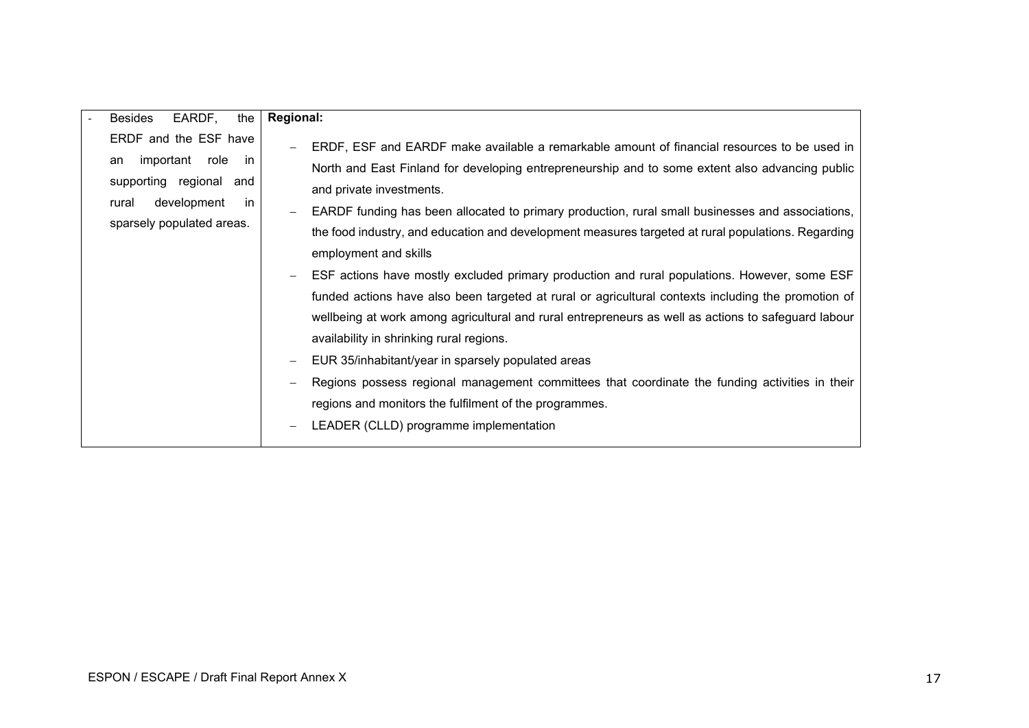| | |
|---|---|
| - Besides EARDF, the ERDF and the ESF have an important role in supporting regional and rural development in sparsely populated areas. | **Regional:**<br>– ERDF, ESF and EARDF make available a remarkable amount of financial resources to be used in North and East Finland for developing entrepreneurship and to some extent also advancing public and private investments.<br>– EARDF funding has been allocated to primary production, rural small businesses and associations, the food industry, and education and development measures targeted at rural populations. Regarding employment and skills<br>– ESF actions have mostly excluded primary production and rural populations. However, some ESF funded actions have also been targeted at rural or agricultural contexts including the promotion of wellbeing at work among agricultural and rural entrepreneurs as well as actions to safeguard labour availability in shrinking rural regions.<br>– EUR 35/inhabitant/year in sparsely populated areas<br>– Regions possess regional management committees that coordinate the funding activities in their regions and monitors the fulfilment of the programmes.<br>– LEADER (CLLD) programme implementation |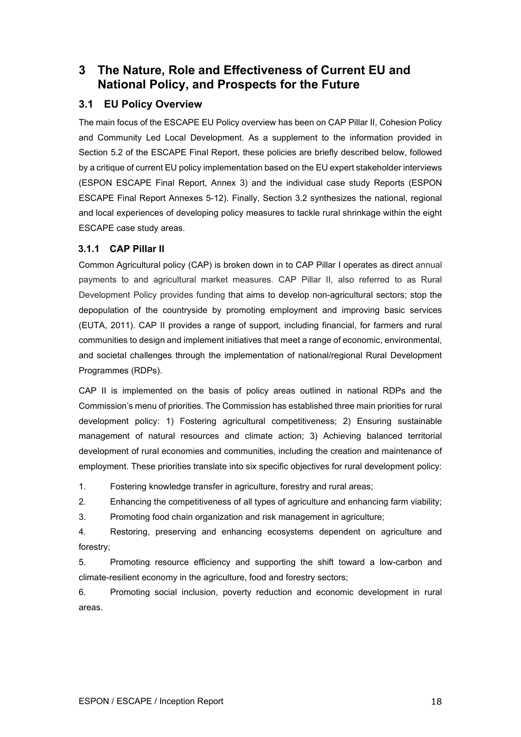# 3 The Nature, Role and Effectiveness of Current EU and National Policy, and Prospects for the Future

## 3.1 EU Policy Overview

The main focus of the ESCAPE EU Policy overview has been on CAP Pillar II, Cohesion Policy and Community Led Local Development. As a supplement to the information provided in Section 5.2 of the ESCAPE Final Report, these policies are briefly described below, followed by a critique of current EU policy implementation based on the EU expert stakeholder interviews (ESPON ESCAPE Final Report, Annex 3) and the individual case study Reports (ESPON ESCAPE Final Report Annexes 5-12). Finally, Section 3.2 synthesizes the national, regional and local experiences of developing policy measures to tackle rural shrinkage within the eight ESCAPE case study areas.

### 3.1.1 CAP Pillar II

Common Agricultural policy (CAP) is broken down in to CAP Pillar I operates as direct annual payments to and agricultural market measures. CAP Pillar II, also referred to as Rural Development Policy provides funding that aims to develop non-agricultural sectors; stop the depopulation of the countryside by promoting employment and improving basic services (EUTA, 2011). CAP II provides a range of support, including financial, for farmers and rural communities to design and implement initiatives that meet a range of economic, environmental, and societal challenges through the implementation of national/regional Rural Development Programmes (RDPs).

CAP II is implemented on the basis of policy areas outlined in national RDPs and the Commission's menu of priorities. The Commission has established three main priorities for rural development policy: 1) Fostering agricultural competitiveness; 2) Ensuring sustainable management of natural resources and climate action; 3) Achieving balanced territorial development of rural economies and communities, including the creation and maintenance of employment. These priorities translate into six specific objectives for rural development policy:

1. Fostering knowledge transfer in agriculture, forestry and rural areas;
2. Enhancing the competitiveness of all types of agriculture and enhancing farm viability;
3. Promoting food chain organization and risk management in agriculture;
4. Restoring, preserving and enhancing ecosystems dependent on agriculture and forestry;
5. Promoting resource efficiency and supporting the shift toward a low-carbon and climate-resilient economy in the agriculture, food and forestry sectors;
6. Promoting social inclusion, poverty reduction and economic development in rural areas.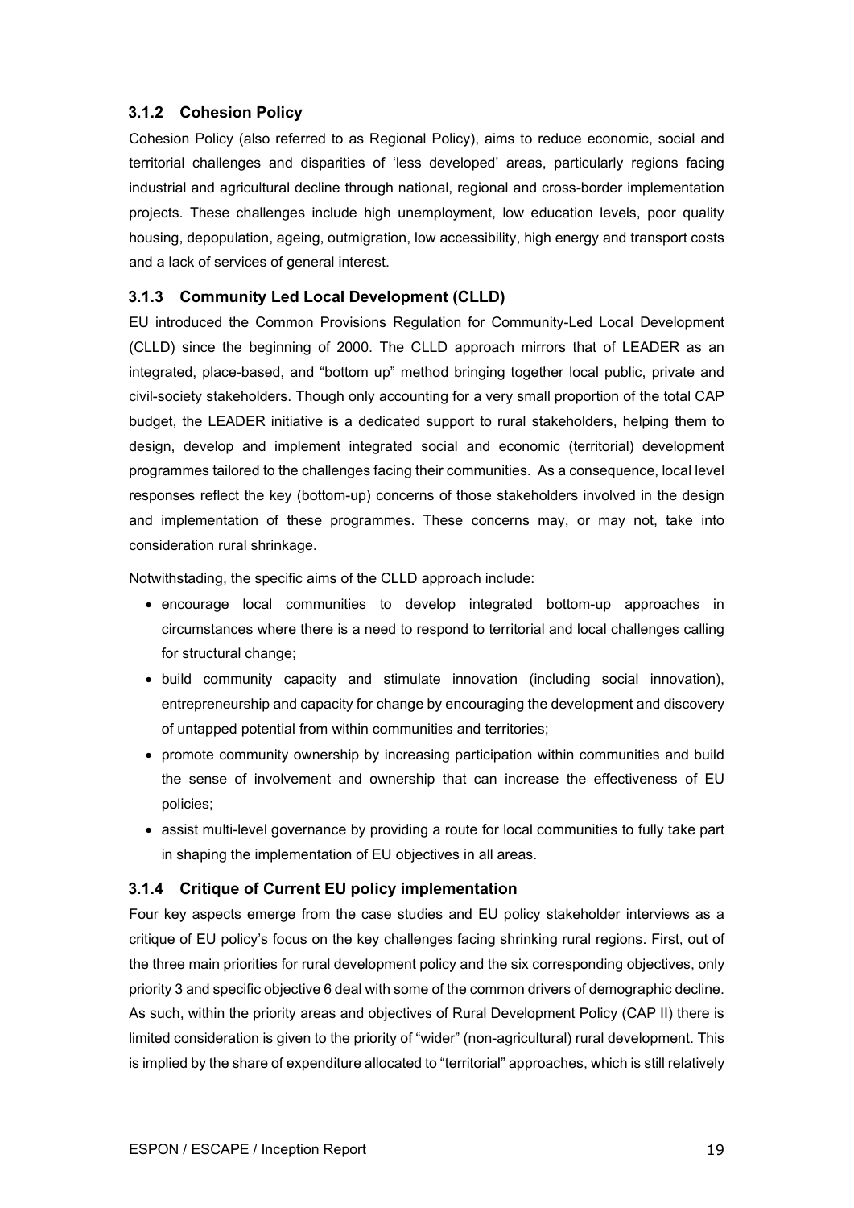### 3.1.2 Cohesion Policy

Cohesion Policy (also referred to as Regional Policy), aims to reduce economic, social and territorial challenges and disparities of 'less developed' areas, particularly regions facing industrial and agricultural decline through national, regional and cross-border implementation projects. These challenges include high unemployment, low education levels, poor quality housing, depopulation, ageing, outmigration, low accessibility, high energy and transport costs and a lack of services of general interest.

### 3.1.3 Community Led Local Development (CLLD)

EU introduced the Common Provisions Regulation for Community-Led Local Development (CLLD) since the beginning of 2000. The CLLD approach mirrors that of LEADER as an integrated, place-based, and "bottom up" method bringing together local public, private and civil-society stakeholders. Though only accounting for a very small proportion of the total CAP budget, the LEADER initiative is a dedicated support to rural stakeholders, helping them to design, develop and implement integrated social and economic (territorial) development programmes tailored to the challenges facing their communities. As a consequence, local level responses reflect the key (bottom-up) concerns of those stakeholders involved in the design and implementation of these programmes. These concerns may, or may not, take into consideration rural shrinkage.

Notwithstading, the specific aims of the CLLD approach include:

- encourage local communities to develop integrated bottom-up approaches in circumstances where there is a need to respond to territorial and local challenges calling for structural change;
- build community capacity and stimulate innovation (including social innovation), entrepreneurship and capacity for change by encouraging the development and discovery of untapped potential from within communities and territories;
- promote community ownership by increasing participation within communities and build the sense of involvement and ownership that can increase the effectiveness of EU policies;
- assist multi-level governance by providing a route for local communities to fully take part in shaping the implementation of EU objectives in all areas.

### 3.1.4 Critique of Current EU policy implementation

Four key aspects emerge from the case studies and EU policy stakeholder interviews as a critique of EU policy's focus on the key challenges facing shrinking rural regions. First, out of the three main priorities for rural development policy and the six corresponding objectives, only priority 3 and specific objective 6 deal with some of the common drivers of demographic decline. As such, within the priority areas and objectives of Rural Development Policy (CAP II) there is limited consideration is given to the priority of "wider" (non-agricultural) rural development. This is implied by the share of expenditure allocated to "territorial" approaches, which is still relatively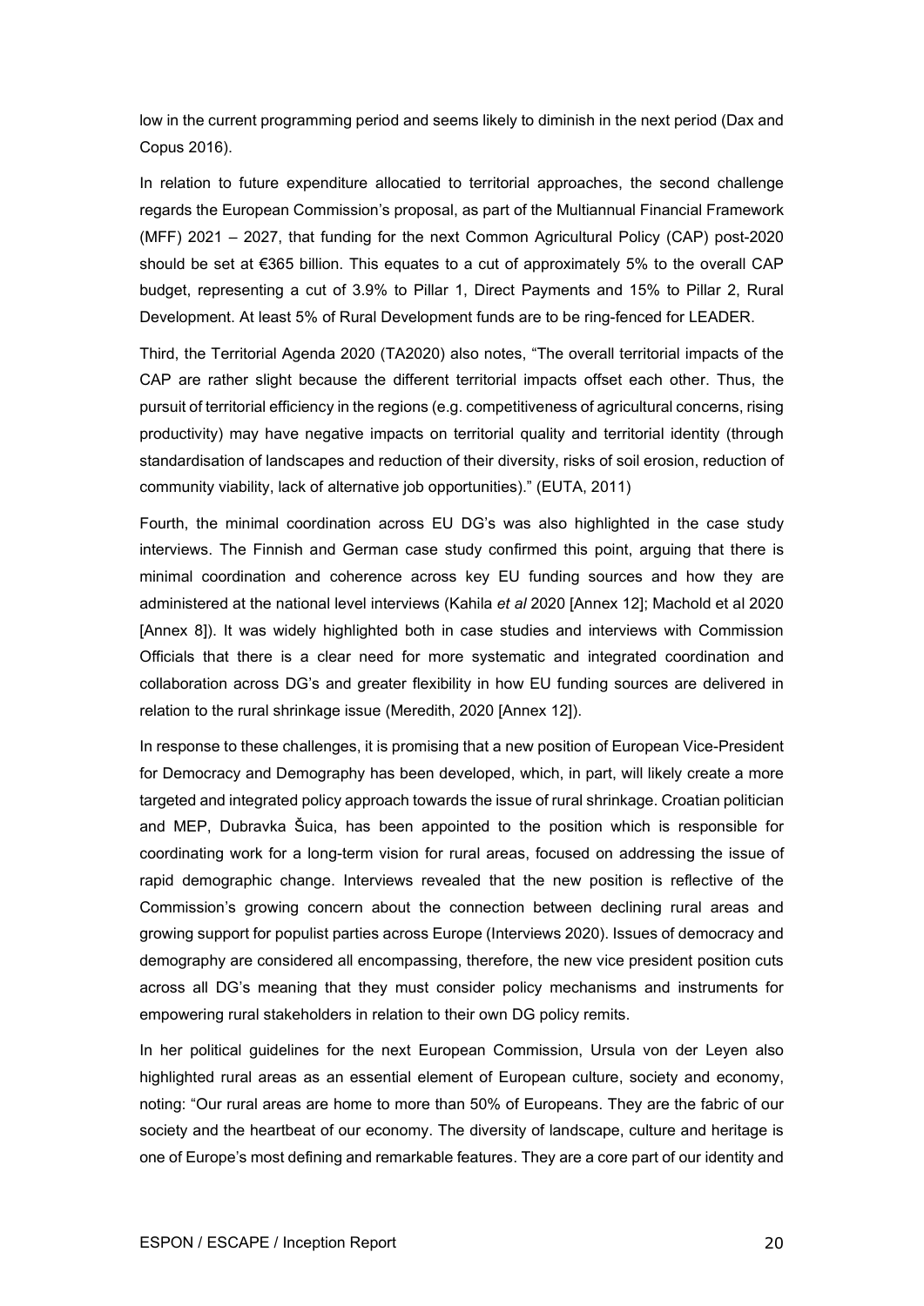low in the current programming period and seems likely to diminish in the next period (Dax and Copus 2016).

In relation to future expenditure allocatied to territorial approaches, the second challenge regards the European Commission's proposal, as part of the Multiannual Financial Framework (MFF) 2021 – 2027, that funding for the next Common Agricultural Policy (CAP) post-2020 should be set at €365 billion. This equates to a cut of approximately 5% to the overall CAP budget, representing a cut of 3.9% to Pillar 1, Direct Payments and 15% to Pillar 2, Rural Development. At least 5% of Rural Development funds are to be ring-fenced for LEADER.

Third, the Territorial Agenda 2020 (TA2020) also notes, "The overall territorial impacts of the CAP are rather slight because the different territorial impacts offset each other. Thus, the pursuit of territorial efficiency in the regions (e.g. competitiveness of agricultural concerns, rising productivity) may have negative impacts on territorial quality and territorial identity (through standardisation of landscapes and reduction of their diversity, risks of soil erosion, reduction of community viability, lack of alternative job opportunities)." (EUTA, 2011)

Fourth, the minimal coordination across EU DG's was also highlighted in the case study interviews. The Finnish and German case study confirmed this point, arguing that there is minimal coordination and coherence across key EU funding sources and how they are administered at the national level interviews (Kahila *et al* 2020 [Annex 12]; Machold et al 2020 [Annex 8]). It was widely highlighted both in case studies and interviews with Commission Officials that there is a clear need for more systematic and integrated coordination and collaboration across DG's and greater flexibility in how EU funding sources are delivered in relation to the rural shrinkage issue (Meredith, 2020 [Annex 12]).

In response to these challenges, it is promising that a new position of European Vice-President for Democracy and Demography has been developed, which, in part, will likely create a more targeted and integrated policy approach towards the issue of rural shrinkage. Croatian politician and MEP, Dubravka Šuica, has been appointed to the position which is responsible for coordinating work for a long-term vision for rural areas, focused on addressing the issue of rapid demographic change. Interviews revealed that the new position is reflective of the Commission's growing concern about the connection between declining rural areas and growing support for populist parties across Europe (Interviews 2020). Issues of democracy and demography are considered all encompassing, therefore, the new vice president position cuts across all DG's meaning that they must consider policy mechanisms and instruments for empowering rural stakeholders in relation to their own DG policy remits.

In her political guidelines for the next European Commission, Ursula von der Leyen also highlighted rural areas as an essential element of European culture, society and economy, noting: "Our rural areas are home to more than 50% of Europeans. They are the fabric of our society and the heartbeat of our economy. The diversity of landscape, culture and heritage is one of Europe's most defining and remarkable features. They are a core part of our identity and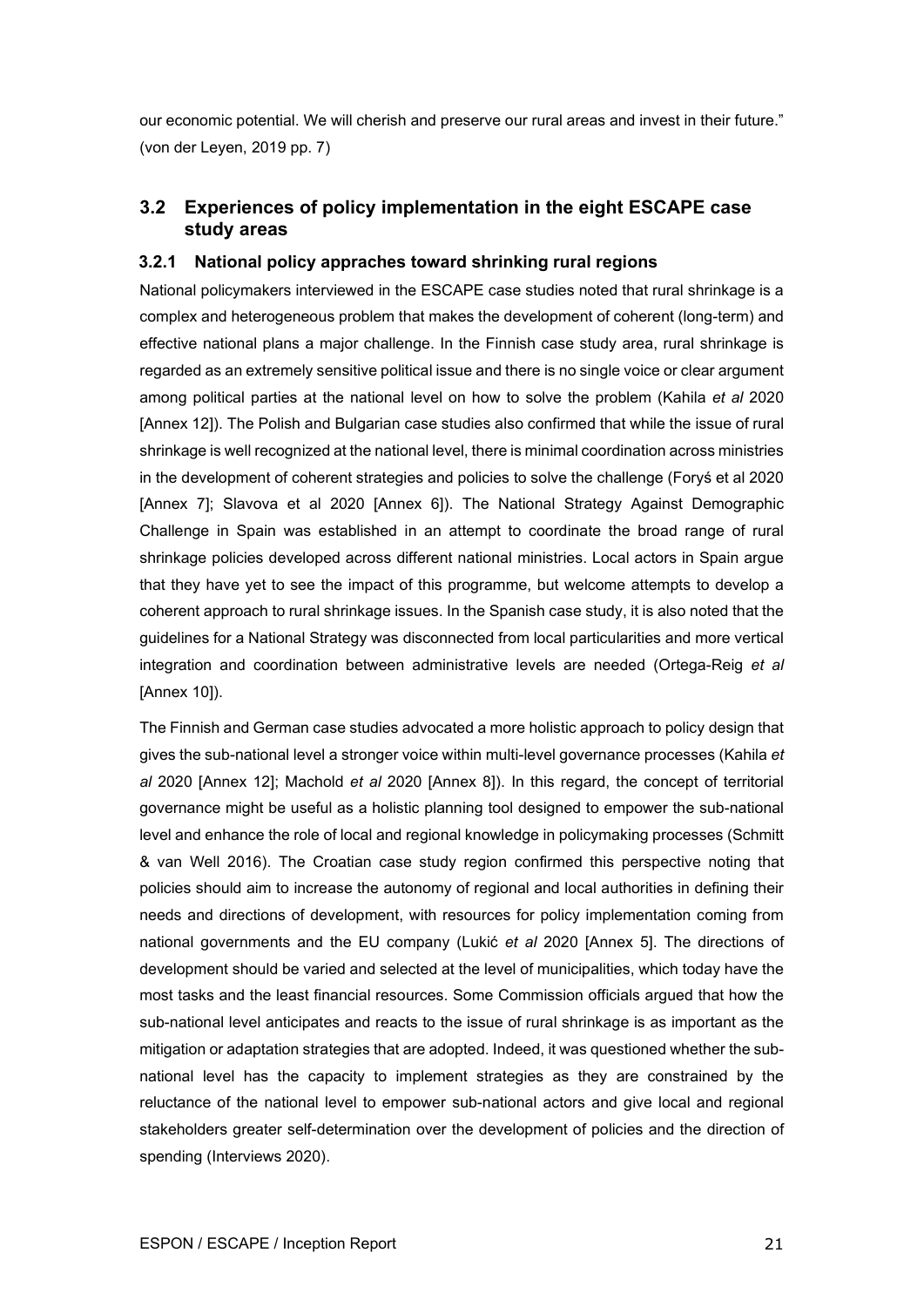our economic potential. We will cherish and preserve our rural areas and invest in their future." (von der Leyen, 2019 pp. 7)

## 3.2 Experiences of policy implementation in the eight ESCAPE case study areas

### 3.2.1 National policy appraches toward shrinking rural regions

National policymakers interviewed in the ESCAPE case studies noted that rural shrinkage is a complex and heterogeneous problem that makes the development of coherent (long-term) and effective national plans a major challenge. In the Finnish case study area, rural shrinkage is regarded as an extremely sensitive political issue and there is no single voice or clear argument among political parties at the national level on how to solve the problem (Kahila *et al* 2020 [Annex 12]). The Polish and Bulgarian case studies also confirmed that while the issue of rural shrinkage is well recognized at the national level, there is minimal coordination across ministries in the development of coherent strategies and policies to solve the challenge (Foryś et al 2020 [Annex 7]; Slavova et al 2020 [Annex 6]). The National Strategy Against Demographic Challenge in Spain was established in an attempt to coordinate the broad range of rural shrinkage policies developed across different national ministries. Local actors in Spain argue that they have yet to see the impact of this programme, but welcome attempts to develop a coherent approach to rural shrinkage issues. In the Spanish case study, it is also noted that the guidelines for a National Strategy was disconnected from local particularities and more vertical integration and coordination between administrative levels are needed (Ortega-Reig *et al* [Annex 10]).

The Finnish and German case studies advocated a more holistic approach to policy design that gives the sub-national level a stronger voice within multi-level governance processes (Kahila *et al* 2020 [Annex 12]; Machold *et al* 2020 [Annex 8]). In this regard, the concept of territorial governance might be useful as a holistic planning tool designed to empower the sub-national level and enhance the role of local and regional knowledge in policymaking processes (Schmitt & van Well 2016). The Croatian case study region confirmed this perspective noting that policies should aim to increase the autonomy of regional and local authorities in defining their needs and directions of development, with resources for policy implementation coming from national governments and the EU company (Lukić *et al* 2020 [Annex 5]. The directions of development should be varied and selected at the level of municipalities, which today have the most tasks and the least financial resources. Some Commission officials argued that how the sub-national level anticipates and reacts to the issue of rural shrinkage is as important as the mitigation or adaptation strategies that are adopted. Indeed, it was questioned whether the sub-national level has the capacity to implement strategies as they are constrained by the reluctance of the national level to empower sub-national actors and give local and regional stakeholders greater self-determination over the development of policies and the direction of spending (Interviews 2020).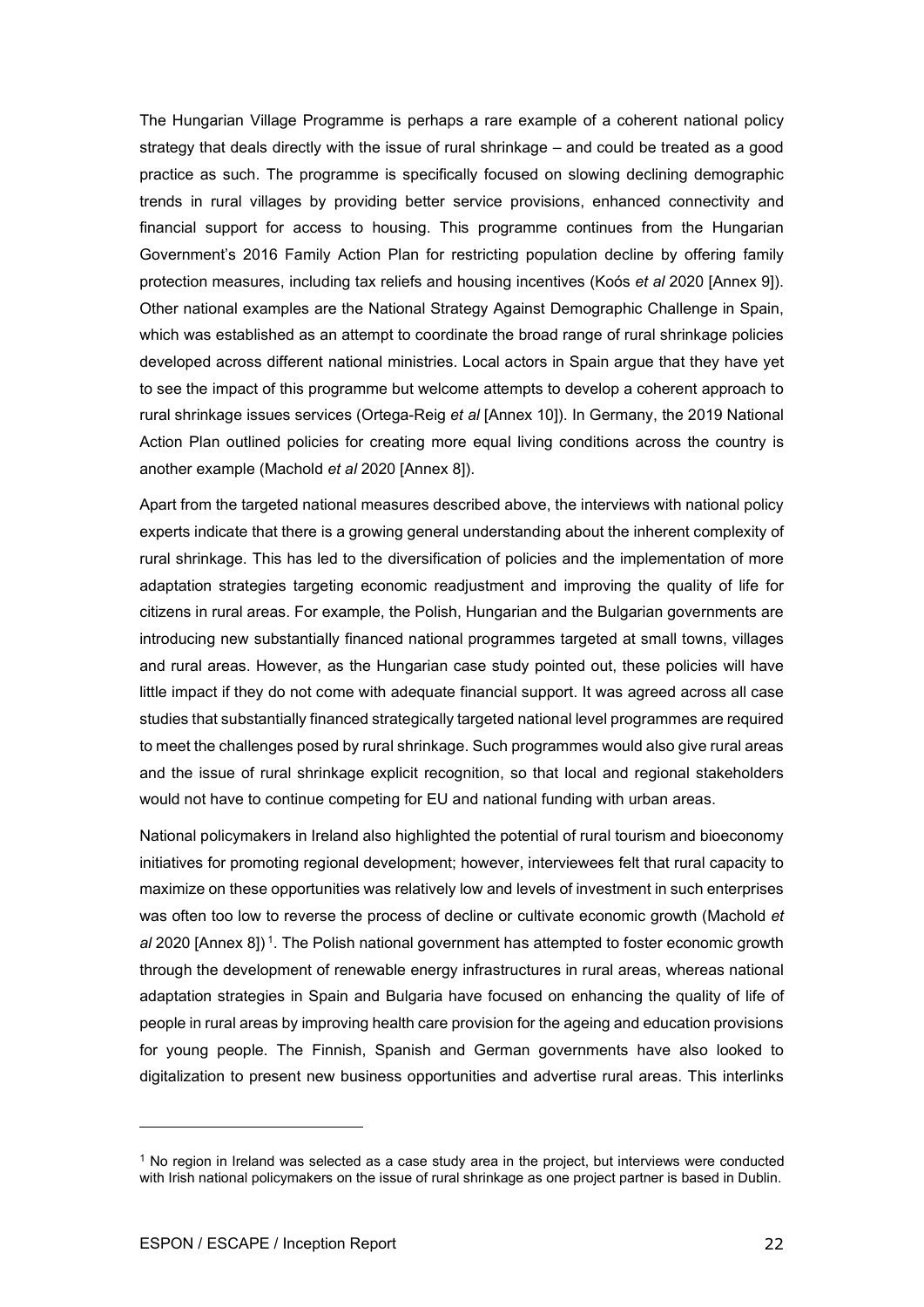The Hungarian Village Programme is perhaps a rare example of a coherent national policy strategy that deals directly with the issue of rural shrinkage – and could be treated as a good practice as such. The programme is specifically focused on slowing declining demographic trends in rural villages by providing better service provisions, enhanced connectivity and financial support for access to housing. This programme continues from the Hungarian Government's 2016 Family Action Plan for restricting population decline by offering family protection measures, including tax reliefs and housing incentives (Koós *et al* 2020 [Annex 9]). Other national examples are the National Strategy Against Demographic Challenge in Spain, which was established as an attempt to coordinate the broad range of rural shrinkage policies developed across different national ministries. Local actors in Spain argue that they have yet to see the impact of this programme but welcome attempts to develop a coherent approach to rural shrinkage issues services (Ortega-Reig *et al* [Annex 10]). In Germany, the 2019 National Action Plan outlined policies for creating more equal living conditions across the country is another example (Machold *et al* 2020 [Annex 8]).

Apart from the targeted national measures described above, the interviews with national policy experts indicate that there is a growing general understanding about the inherent complexity of rural shrinkage. This has led to the diversification of policies and the implementation of more adaptation strategies targeting economic readjustment and improving the quality of life for citizens in rural areas. For example, the Polish, Hungarian and the Bulgarian governments are introducing new substantially financed national programmes targeted at small towns, villages and rural areas. However, as the Hungarian case study pointed out, these policies will have little impact if they do not come with adequate financial support. It was agreed across all case studies that substantially financed strategically targeted national level programmes are required to meet the challenges posed by rural shrinkage. Such programmes would also give rural areas and the issue of rural shrinkage explicit recognition, so that local and regional stakeholders would not have to continue competing for EU and national funding with urban areas.

National policymakers in Ireland also highlighted the potential of rural tourism and bioeconomy initiatives for promoting regional development; however, interviewees felt that rural capacity to maximize on these opportunities was relatively low and levels of investment in such enterprises was often too low to reverse the process of decline or cultivate economic growth (Machold *et al* 2020 [Annex 8])[1]. The Polish national government has attempted to foster economic growth through the development of renewable energy infrastructures in rural areas, whereas national adaptation strategies in Spain and Bulgaria have focused on enhancing the quality of life of people in rural areas by improving health care provision for the ageing and education provisions for young people. The Finnish, Spanish and German governments have also looked to digitalization to present new business opportunities and advertise rural areas. This interlinks

---

[1] No region in Ireland was selected as a case study area in the project, but interviews were conducted with Irish national policymakers on the issue of rural shrinkage as one project partner is based in Dublin.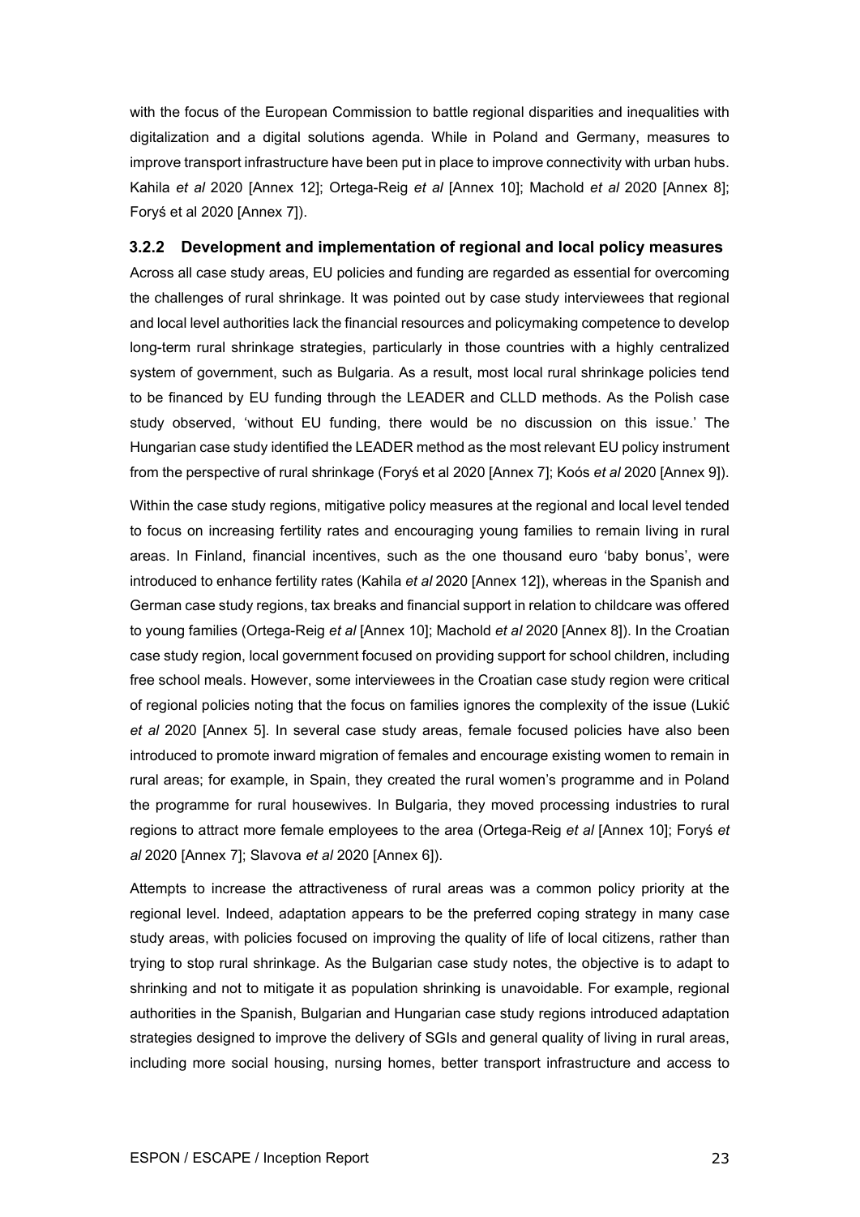with the focus of the European Commission to battle regional disparities and inequalities with digitalization and a digital solutions agenda. While in Poland and Germany, measures to improve transport infrastructure have been put in place to improve connectivity with urban hubs. Kahila *et al* 2020 [Annex 12]; Ortega-Reig *et al* [Annex 10]; Machold *et al* 2020 [Annex 8]; Foryś et al 2020 [Annex 7]).

### 3.2.2 Development and implementation of regional and local policy measures

Across all case study areas, EU policies and funding are regarded as essential for overcoming the challenges of rural shrinkage. It was pointed out by case study interviewees that regional and local level authorities lack the financial resources and policymaking competence to develop long-term rural shrinkage strategies, particularly in those countries with a highly centralized system of government, such as Bulgaria. As a result, most local rural shrinkage policies tend to be financed by EU funding through the LEADER and CLLD methods. As the Polish case study observed, 'without EU funding, there would be no discussion on this issue.' The Hungarian case study identified the LEADER method as the most relevant EU policy instrument from the perspective of rural shrinkage (Foryś et al 2020 [Annex 7]; Koós *et al* 2020 [Annex 9]).

Within the case study regions, mitigative policy measures at the regional and local level tended to focus on increasing fertility rates and encouraging young families to remain living in rural areas. In Finland, financial incentives, such as the one thousand euro 'baby bonus', were introduced to enhance fertility rates (Kahila *et al* 2020 [Annex 12]), whereas in the Spanish and German case study regions, tax breaks and financial support in relation to childcare was offered to young families (Ortega-Reig *et al* [Annex 10]; Machold *et al* 2020 [Annex 8]). In the Croatian case study region, local government focused on providing support for school children, including free school meals. However, some interviewees in the Croatian case study region were critical of regional policies noting that the focus on families ignores the complexity of the issue (Lukić *et al* 2020 [Annex 5]. In several case study areas, female focused policies have also been introduced to promote inward migration of females and encourage existing women to remain in rural areas; for example, in Spain, they created the rural women's programme and in Poland the programme for rural housewives. In Bulgaria, they moved processing industries to rural regions to attract more female employees to the area (Ortega-Reig *et al* [Annex 10]; Foryś *et al* 2020 [Annex 7]; Slavova *et al* 2020 [Annex 6]).

Attempts to increase the attractiveness of rural areas was a common policy priority at the regional level. Indeed, adaptation appears to be the preferred coping strategy in many case study areas, with policies focused on improving the quality of life of local citizens, rather than trying to stop rural shrinkage. As the Bulgarian case study notes, the objective is to adapt to shrinking and not to mitigate it as population shrinking is unavoidable. For example, regional authorities in the Spanish, Bulgarian and Hungarian case study regions introduced adaptation strategies designed to improve the delivery of SGIs and general quality of living in rural areas, including more social housing, nursing homes, better transport infrastructure and access to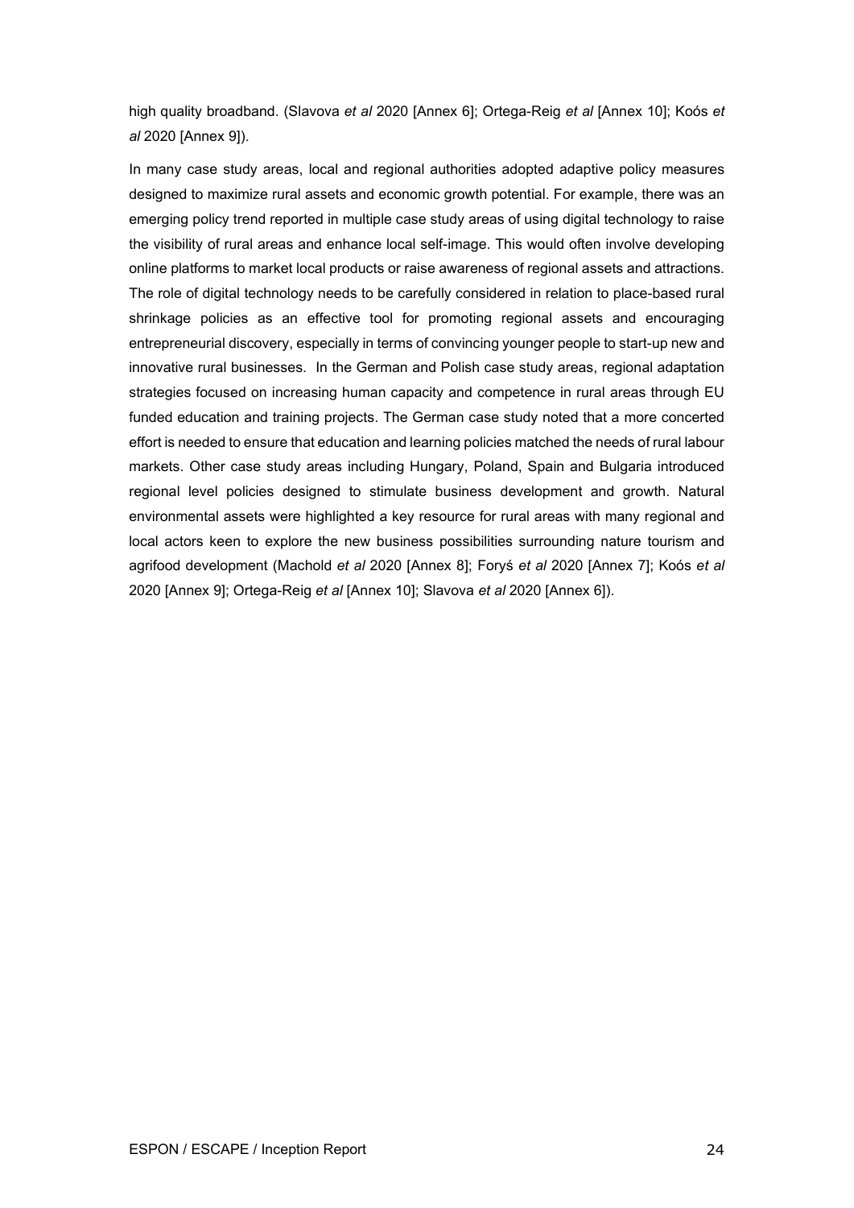high quality broadband. (Slavova *et al* 2020 [Annex 6]; Ortega-Reig *et al* [Annex 10]; Koós *et al* 2020 [Annex 9]).

In many case study areas, local and regional authorities adopted adaptive policy measures designed to maximize rural assets and economic growth potential. For example, there was an emerging policy trend reported in multiple case study areas of using digital technology to raise the visibility of rural areas and enhance local self-image. This would often involve developing online platforms to market local products or raise awareness of regional assets and attractions. The role of digital technology needs to be carefully considered in relation to place-based rural shrinkage policies as an effective tool for promoting regional assets and encouraging entrepreneurial discovery, especially in terms of convincing younger people to start-up new and innovative rural businesses. In the German and Polish case study areas, regional adaptation strategies focused on increasing human capacity and competence in rural areas through EU funded education and training projects. The German case study noted that a more concerted effort is needed to ensure that education and learning policies matched the needs of rural labour markets. Other case study areas including Hungary, Poland, Spain and Bulgaria introduced regional level policies designed to stimulate business development and growth. Natural environmental assets were highlighted a key resource for rural areas with many regional and local actors keen to explore the new business possibilities surrounding nature tourism and agrifood development (Machold *et al* 2020 [Annex 8]; Foryś *et al* 2020 [Annex 7]; Koós *et al* 2020 [Annex 9]; Ortega-Reig *et al* [Annex 10]; Slavova *et al* 2020 [Annex 6]).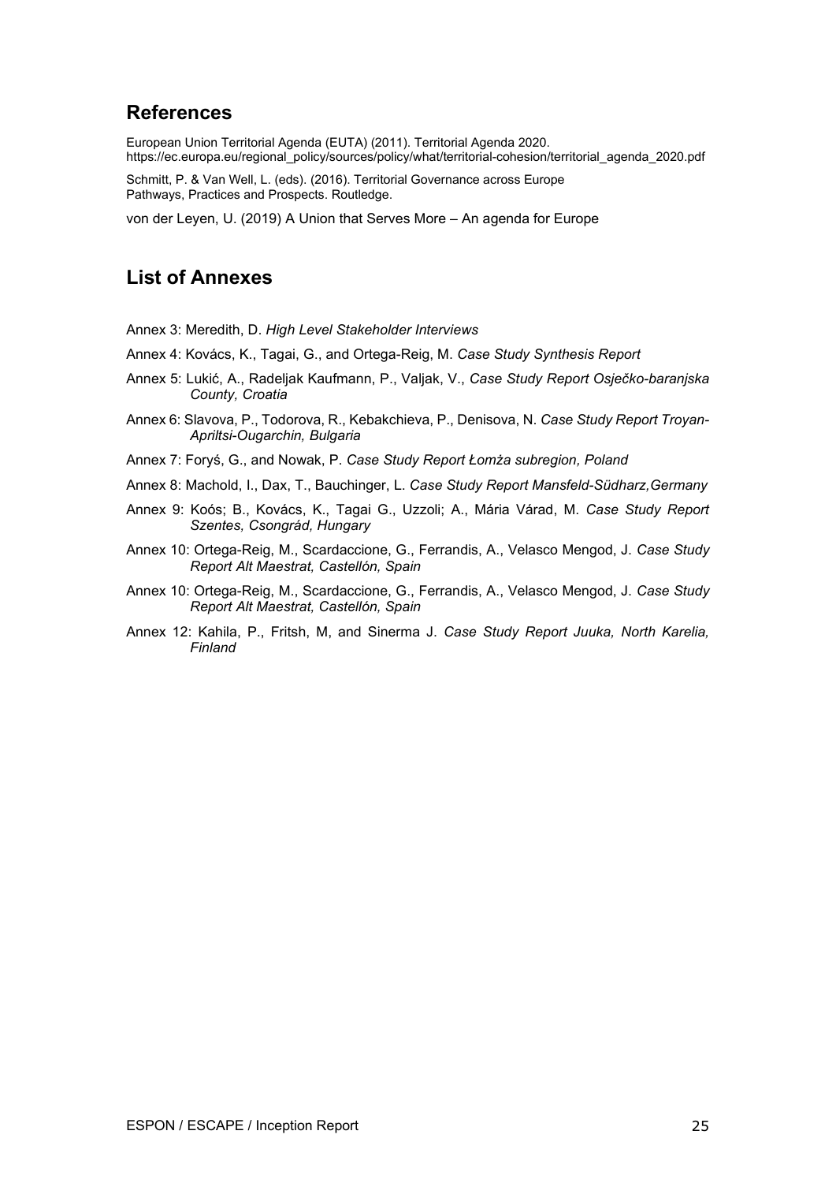## References

European Union Territorial Agenda (EUTA) (2011). Territorial Agenda 2020. https://ec.europa.eu/regional_policy/sources/policy/what/territorial-cohesion/territorial_agenda_2020.pdf

Schmitt, P. & Van Well, L. (eds). (2016). Territorial Governance across Europe Pathways, Practices and Prospects. Routledge.

von der Leyen, U. (2019) A Union that Serves More – An agenda for Europe

## List of Annexes

Annex 3: Meredith, D. *High Level Stakeholder Interviews*

Annex 4: Kovács, K., Tagai, G., and Ortega-Reig, M. *Case Study Synthesis Report*

Annex 5: Lukić, A., Radeljak Kaufmann, P., Valjak, V., *Case Study Report Osječko-baranjska County, Croatia*

Annex 6: Slavova, P., Todorova, R., Kebakchieva, P., Denisova, N. *Case Study Report Troyan-Apriltsi-Ougarchin, Bulgaria*

Annex 7: Foryś, G., and Nowak, P. *Case Study Report Łomża subregion, Poland*

Annex 8: Machold, I., Dax, T., Bauchinger, L. *Case Study Report Mansfeld-Südharz,Germany*

Annex 9: Koós; B., Kovács, K., Tagai G., Uzzoli; A., Mária Várad, M. *Case Study Report Szentes, Csongrád, Hungary*

Annex 10: Ortega-Reig, M., Scardaccione, G., Ferrandis, A., Velasco Mengod, J. *Case Study Report Alt Maestrat, Castellón, Spain*

Annex 10: Ortega-Reig, M., Scardaccione, G., Ferrandis, A., Velasco Mengod, J. *Case Study Report Alt Maestrat, Castellón, Spain*

Annex 12: Kahila, P., Fritsh, M, and Sinerma J. *Case Study Report Juuka, North Karelia, Finland*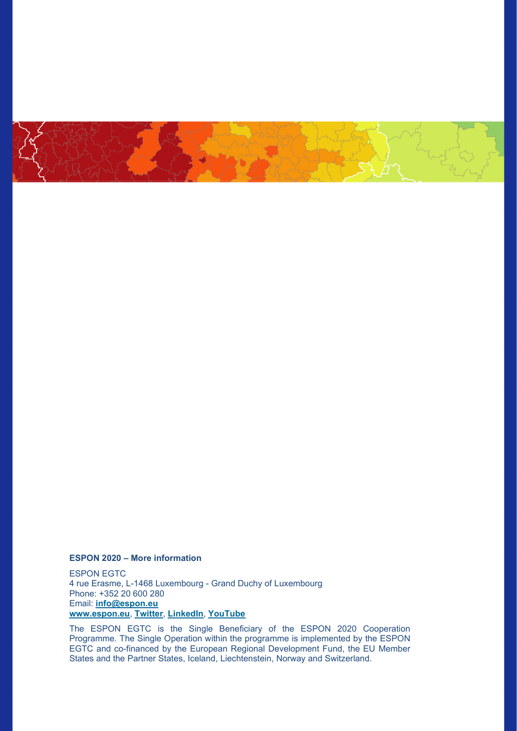**ESPON 2020 – More information**

ESPON EGTC
4 rue Erasme, L-1468 Luxembourg - Grand Duchy of Luxembourg
Phone: +352 20 600 280
Email: **info@espon.eu**
**www.espon.eu**, **Twitter**, **LinkedIn**, **YouTube**

The ESPON EGTC is the Single Beneficiary of the ESPON 2020 Cooperation Programme. The Single Operation within the programme is implemented by the ESPON EGTC and co-financed by the European Regional Development Fund, the EU Member States and the Partner States, Iceland, Liechtenstein, Norway and Switzerland.